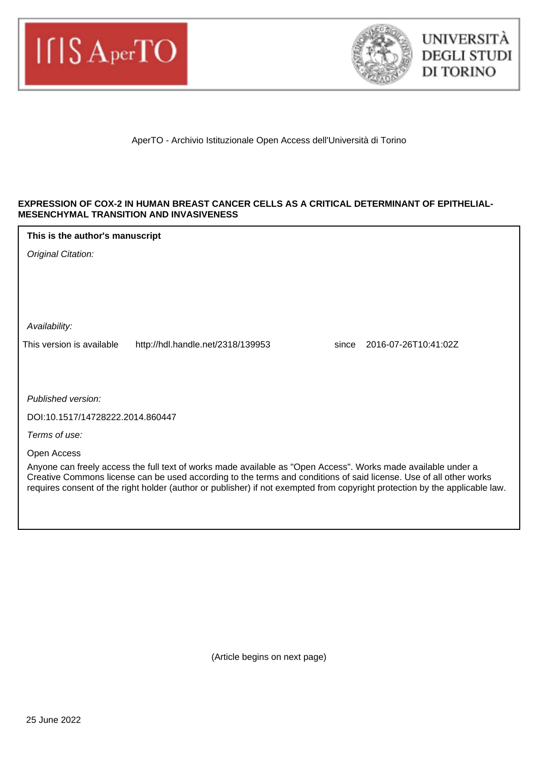AperTO - Archivio Istituzionale Open Access dell'Università di Torino

**EXPRESSION OF COX-2 IN HUMAN BREAST CANCER CELLS AS A CRITICAL DETERMINANT OF EPITHELIAL-MESENCHYMAL TRANSITION AND INVASIVENESS**

**This is the author's manuscript**

*Original Citation:*

*Availability:*

This version is available http://hdl.handle.net/2318/139953 since 2016-07-26T10:41:02Z

*Published version:*

DOI:10.1517/14728222.2014.860447

*Terms of use:*

Open Access

Anyone can freely access the full text of works made available as "Open Access". Works made available under a Creative Commons license can be used according to the terms and conditions of said license. Use of all other works requires consent of the right holder (author or publisher) if not exempted from copyright protection by the applicable law.

(Article begins on next page)

25 June 2022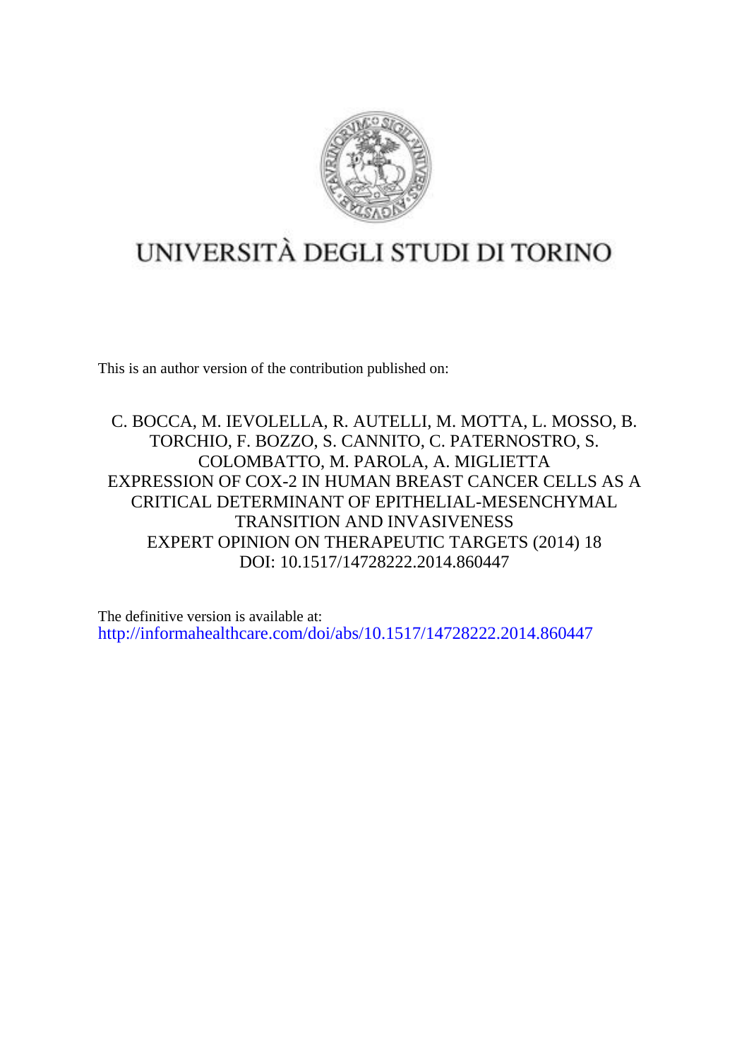# UNIVERSITÀ DEGLI STUDI DI TORINO

This is an author version of the contribution published on:

C. BOCCA, M. IEVOLELLA, R. AUTELLI, M. MOTTA, L. MOSSO, B. TORCHIO, F. BOZZO, S. CANNITO, C. PATERNOSTRO, S. COLOMBATTO, M. PAROLA, A. MIGLIETTA
EXPRESSION OF COX-2 IN HUMAN BREAST CANCER CELLS AS A CRITICAL DETERMINANT OF EPITHELIAL-MESENCHYMAL TRANSITION AND INVASIVENESS
EXPERT OPINION ON THERAPEUTIC TARGETS (2014) 18
DOI: 10.1517/14728222.2014.860447

The definitive version is available at:
http://informahealthcare.com/doi/abs/10.1517/14728222.2014.860447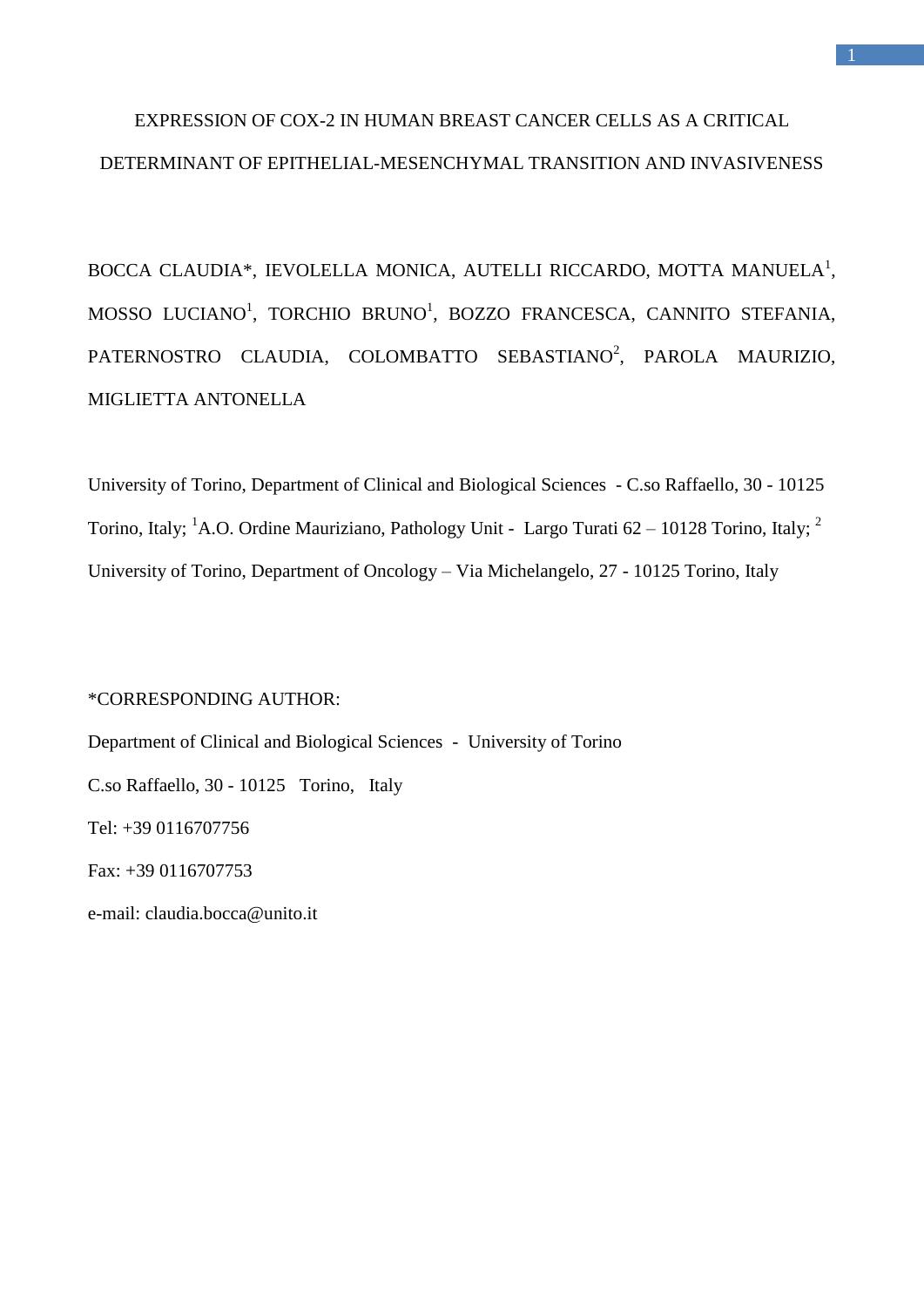# EXPRESSION OF COX-2 IN HUMAN BREAST CANCER CELLS AS A CRITICAL DETERMINANT OF EPITHELIAL-MESENCHYMAL TRANSITION AND INVASIVENESS

BOCCA CLAUDIA*, IEVOLELLA MONICA, AUTELLI RICCARDO, MOTTA MANUELA[1], MOSSO LUCIANO[1], TORCHIO BRUNO[1], BOZZO FRANCESCA, CANNITO STEFANIA, PATERNOSTRO CLAUDIA, COLOMBATTO SEBASTIANO[2], PAROLA MAURIZIO, MIGLIETTA ANTONELLA

University of Torino, Department of Clinical and Biological Sciences - C.so Raffaello, 30 - 10125 Torino, Italy; [1]A.O. Ordine Mauriziano, Pathology Unit - Largo Turati 62 – 10128 Torino, Italy; [2] University of Torino, Department of Oncology – Via Michelangelo, 27 - 10125 Torino, Italy

*CORRESPONDING AUTHOR:

Department of Clinical and Biological Sciences - University of Torino

C.so Raffaello, 30 - 10125 Torino, Italy

Tel: +39 0116707756

Fax: +39 0116707753

e-mail: claudia.bocca@unito.it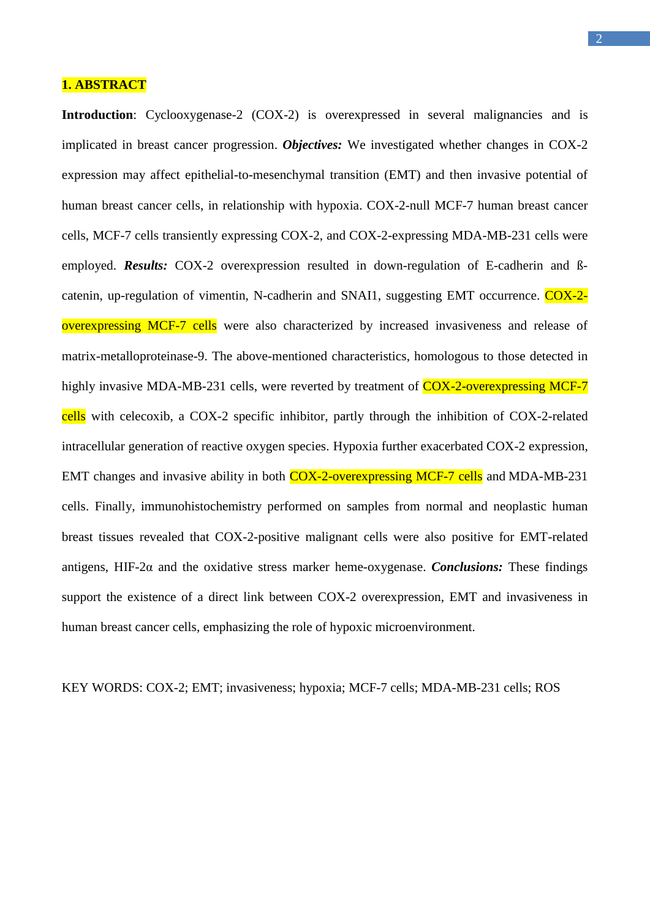# 1. ABSTRACT

**Introduction**: Cyclooxygenase-2 (COX-2) is overexpressed in several malignancies and is implicated in breast cancer progression. ***Objectives:*** We investigated whether changes in COX-2 expression may affect epithelial-to-mesenchymal transition (EMT) and then invasive potential of human breast cancer cells, in relationship with hypoxia. COX-2-null MCF-7 human breast cancer cells, MCF-7 cells transiently expressing COX-2, and COX-2-expressing MDA-MB-231 cells were employed. ***Results:*** COX-2 overexpression resulted in down-regulation of E-cadherin and ß-catenin, up-regulation of vimentin, N-cadherin and SNAI1, suggesting EMT occurrence. COX-2-overexpressing MCF-7 cells were also characterized by increased invasiveness and release of matrix-metalloproteinase-9. The above-mentioned characteristics, homologous to those detected in highly invasive MDA-MB-231 cells, were reverted by treatment of COX-2-overexpressing MCF-7 cells with celecoxib, a COX-2 specific inhibitor, partly through the inhibition of COX-2-related intracellular generation of reactive oxygen species. Hypoxia further exacerbated COX-2 expression, EMT changes and invasive ability in both COX-2-overexpressing MCF-7 cells and MDA-MB-231 cells. Finally, immunohistochemistry performed on samples from normal and neoplastic human breast tissues revealed that COX-2-positive malignant cells were also positive for EMT-related antigens, HIF-2α and the oxidative stress marker heme-oxygenase. ***Conclusions:*** These findings support the existence of a direct link between COX-2 overexpression, EMT and invasiveness in human breast cancer cells, emphasizing the role of hypoxic microenvironment.

KEY WORDS: COX-2; EMT; invasiveness; hypoxia; MCF-7 cells; MDA-MB-231 cells; ROS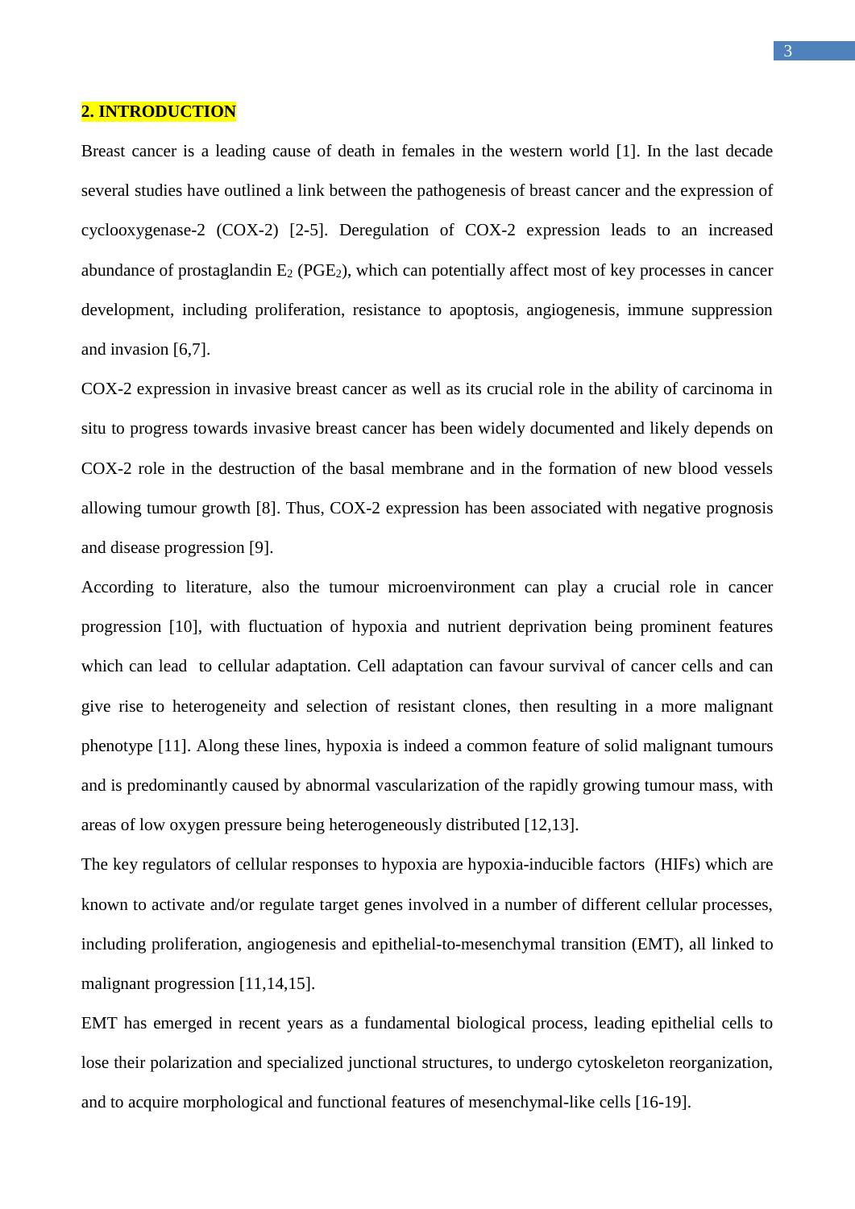## 2. INTRODUCTION

Breast cancer is a leading cause of death in females in the western world [1]. In the last decade several studies have outlined a link between the pathogenesis of breast cancer and the expression of cyclooxygenase-2 (COX-2) [2-5]. Deregulation of COX-2 expression leads to an increased abundance of prostaglandin $E_2$ ($PGE_2$), which can potentially affect most of key processes in cancer development, including proliferation, resistance to apoptosis, angiogenesis, immune suppression and invasion [6,7].

COX-2 expression in invasive breast cancer as well as its crucial role in the ability of carcinoma in situ to progress towards invasive breast cancer has been widely documented and likely depends on COX-2 role in the destruction of the basal membrane and in the formation of new blood vessels allowing tumour growth [8]. Thus, COX-2 expression has been associated with negative prognosis and disease progression [9].

According to literature, also the tumour microenvironment can play a crucial role in cancer progression [10], with fluctuation of hypoxia and nutrient deprivation being prominent features which can lead to cellular adaptation. Cell adaptation can favour survival of cancer cells and can give rise to heterogeneity and selection of resistant clones, then resulting in a more malignant phenotype [11]. Along these lines, hypoxia is indeed a common feature of solid malignant tumours and is predominantly caused by abnormal vascularization of the rapidly growing tumour mass, with areas of low oxygen pressure being heterogeneously distributed [12,13].

The key regulators of cellular responses to hypoxia are hypoxia-inducible factors (HIFs) which are known to activate and/or regulate target genes involved in a number of different cellular processes, including proliferation, angiogenesis and epithelial-to-mesenchymal transition (EMT), all linked to malignant progression [11,14,15].

EMT has emerged in recent years as a fundamental biological process, leading epithelial cells to lose their polarization and specialized junctional structures, to undergo cytoskeleton reorganization, and to acquire morphological and functional features of mesenchymal-like cells [16-19].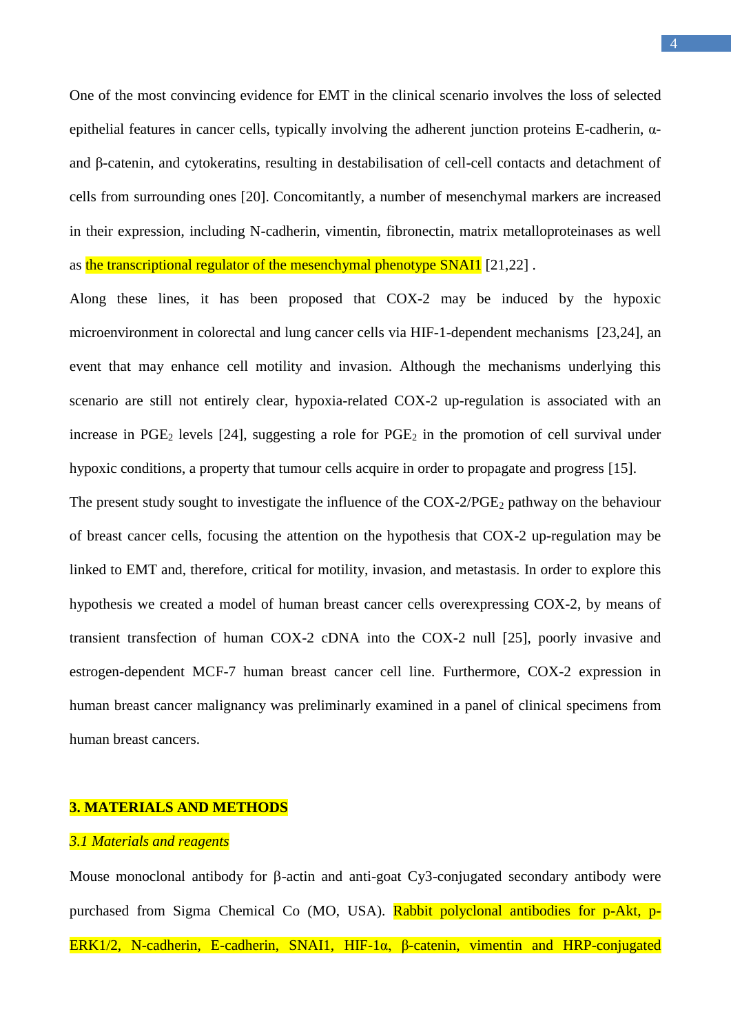One of the most convincing evidence for EMT in the clinical scenario involves the loss of selected epithelial features in cancer cells, typically involving the adherent junction proteins E-cadherin, α- and β-catenin, and cytokeratins, resulting in destabilisation of cell-cell contacts and detachment of cells from surrounding ones [20]. Concomitantly, a number of mesenchymal markers are increased in their expression, including N-cadherin, vimentin, fibronectin, matrix metalloproteinases as well as the transcriptional regulator of the mesenchymal phenotype SNAI1 [21,22] .

Along these lines, it has been proposed that COX-2 may be induced by the hypoxic microenvironment in colorectal and lung cancer cells via HIF-1-dependent mechanisms [23,24], an event that may enhance cell motility and invasion. Although the mechanisms underlying this scenario are still not entirely clear, hypoxia-related COX-2 up-regulation is associated with an increase in $PGE_2$ levels [24], suggesting a role for $PGE_2$ in the promotion of cell survival under hypoxic conditions, a property that tumour cells acquire in order to propagate and progress [15].

The present study sought to investigate the influence of the COX-2/$PGE_2$ pathway on the behaviour of breast cancer cells, focusing the attention on the hypothesis that COX-2 up-regulation may be linked to EMT and, therefore, critical for motility, invasion, and metastasis. In order to explore this hypothesis we created a model of human breast cancer cells overexpressing COX-2, by means of transient transfection of human COX-2 cDNA into the COX-2 null [25], poorly invasive and estrogen-dependent MCF-7 human breast cancer cell line. Furthermore, COX-2 expression in human breast cancer malignancy was preliminarly examined in a panel of clinical specimens from human breast cancers.

## 3. MATERIALS AND METHODS

### *3.1 Materials and reagents*

Mouse monoclonal antibody for β-actin and anti-goat Cy3-conjugated secondary antibody were purchased from Sigma Chemical Co (MO, USA). Rabbit polyclonal antibodies for p-Akt, p-ERK1/2, N-cadherin, E-cadherin, SNAI1, HIF-1α, β-catenin, vimentin and HRP-conjugated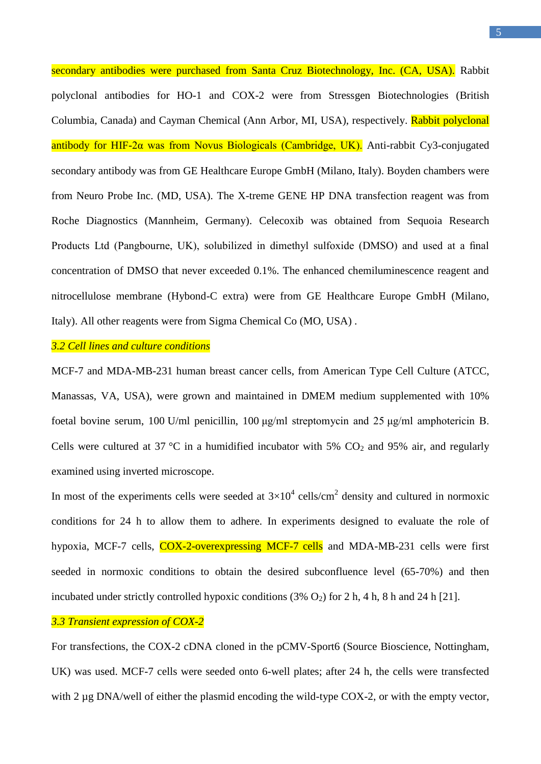secondary antibodies were purchased from Santa Cruz Biotechnology, Inc. (CA, USA). Rabbit polyclonal antibodies for HO-1 and COX-2 were from Stressgen Biotechnologies (British Columbia, Canada) and Cayman Chemical (Ann Arbor, MI, USA), respectively. Rabbit polyclonal antibody for HIF-2α was from Novus Biologicals (Cambridge, UK). Anti-rabbit Cy3-conjugated secondary antibody was from GE Healthcare Europe GmbH (Milano, Italy). Boyden chambers were from Neuro Probe Inc. (MD, USA). The X-treme GENE HP DNA transfection reagent was from Roche Diagnostics (Mannheim, Germany). Celecoxib was obtained from Sequoia Research Products Ltd (Pangbourne, UK), solubilized in dimethyl sulfoxide (DMSO) and used at a final concentration of DMSO that never exceeded 0.1%. The enhanced chemiluminescence reagent and nitrocellulose membrane (Hybond-C extra) were from GE Healthcare Europe GmbH (Milano, Italy). All other reagents were from Sigma Chemical Co (MO, USA) .

### *3.2 Cell lines and culture conditions*

MCF-7 and MDA-MB-231 human breast cancer cells, from American Type Cell Culture (ATCC, Manassas, VA, USA), were grown and maintained in DMEM medium supplemented with 10% foetal bovine serum, 100 U/ml penicillin, 100 μg/ml streptomycin and 25 μg/ml amphotericin B. Cells were cultured at 37 °C in a humidified incubator with 5% $CO_2$ and 95% air, and regularly examined using inverted microscope.

In most of the experiments cells were seeded at $3 \times 10^4$ cells/$cm^2$ density and cultured in normoxic conditions for 24 h to allow them to adhere. In experiments designed to evaluate the role of hypoxia, MCF-7 cells, COX-2-overexpressing MCF-7 cells and MDA-MB-231 cells were first seeded in normoxic conditions to obtain the desired subconfluence level (65-70%) and then incubated under strictly controlled hypoxic conditions (3% $O_2$) for 2 h, 4 h, 8 h and 24 h [21].

### *3.3 Transient expression of COX-2*

For transfections, the COX-2 cDNA cloned in the pCMV-Sport6 (Source Bioscience, Nottingham, UK) was used. MCF-7 cells were seeded onto 6-well plates; after 24 h, the cells were transfected with 2 μg DNA/well of either the plasmid encoding the wild-type COX-2, or with the empty vector,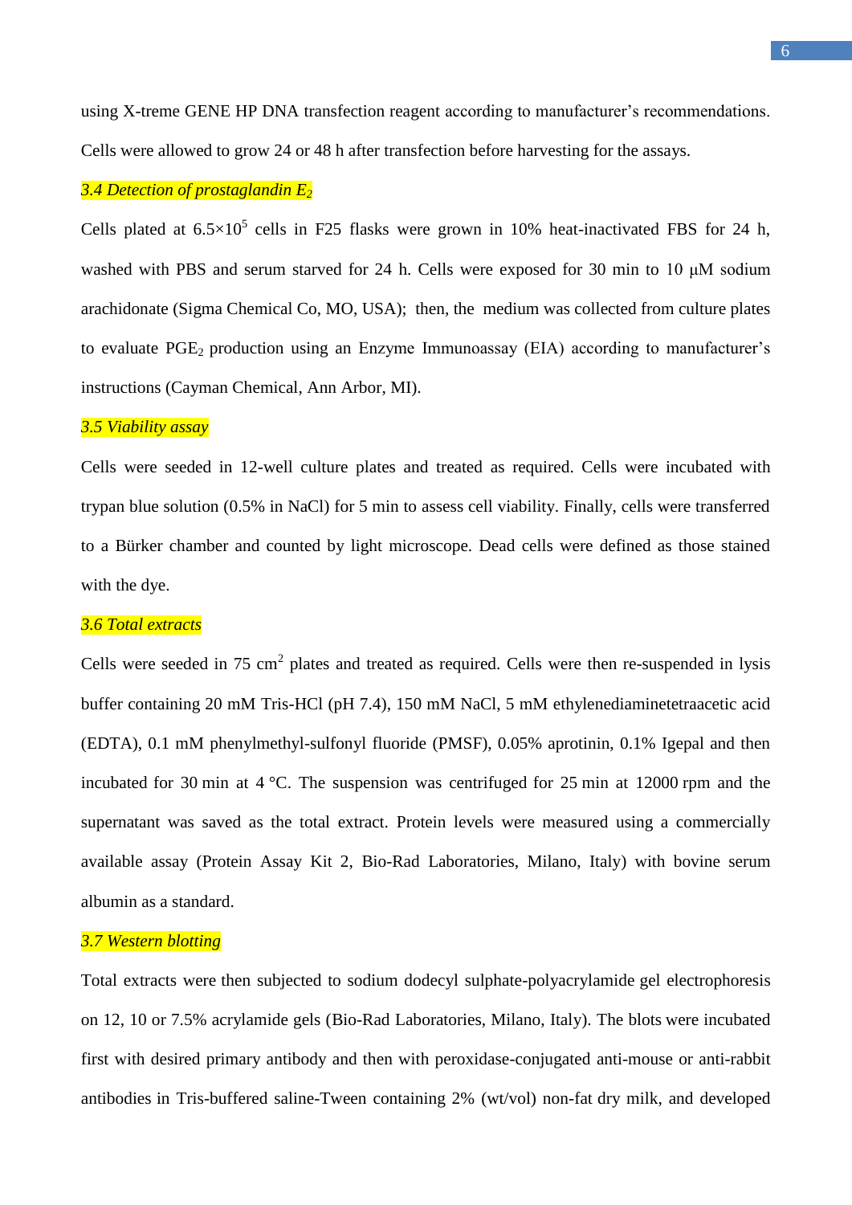using X-treme GENE HP DNA transfection reagent according to manufacturer's recommendations. Cells were allowed to grow 24 or 48 h after transfection before harvesting for the assays.

### *3.4 Detection of prostaglandin $E_2$*

Cells plated at $6.5 \times 10^5$ cells in F25 flasks were grown in 10% heat-inactivated FBS for 24 h, washed with PBS and serum starved for 24 h. Cells were exposed for 30 min to 10 μM sodium arachidonate (Sigma Chemical Co, MO, USA); then, the medium was collected from culture plates to evaluate $PGE_2$ production using an Enzyme Immunoassay (EIA) according to manufacturer's instructions (Cayman Chemical, Ann Arbor, MI).

### *3.5 Viability assay*

Cells were seeded in 12-well culture plates and treated as required. Cells were incubated with trypan blue solution (0.5% in NaCl) for 5 min to assess cell viability. Finally, cells were transferred to a Bürker chamber and counted by light microscope. Dead cells were defined as those stained with the dye.

### *3.6 Total extracts*

Cells were seeded in 75 $cm^2$ plates and treated as required. Cells were then re-suspended in lysis buffer containing 20 mM Tris-HCl (pH 7.4), 150 mM NaCl, 5 mM ethylenediaminetetraacetic acid (EDTA), 0.1 mM phenylmethyl-sulfonyl fluoride (PMSF), 0.05% aprotinin, 0.1% Igepal and then incubated for 30 min at 4 °C. The suspension was centrifuged for 25 min at 12000 rpm and the supernatant was saved as the total extract. Protein levels were measured using a commercially available assay (Protein Assay Kit 2, Bio-Rad Laboratories, Milano, Italy) with bovine serum albumin as a standard.

### *3.7 Western blotting*

Total extracts were then subjected to sodium dodecyl sulphate-polyacrylamide gel electrophoresis on 12, 10 or 7.5% acrylamide gels (Bio-Rad Laboratories, Milano, Italy). The blots were incubated first with desired primary antibody and then with peroxidase-conjugated anti-mouse or anti-rabbit antibodies in Tris-buffered saline-Tween containing 2% (wt/vol) non-fat dry milk, and developed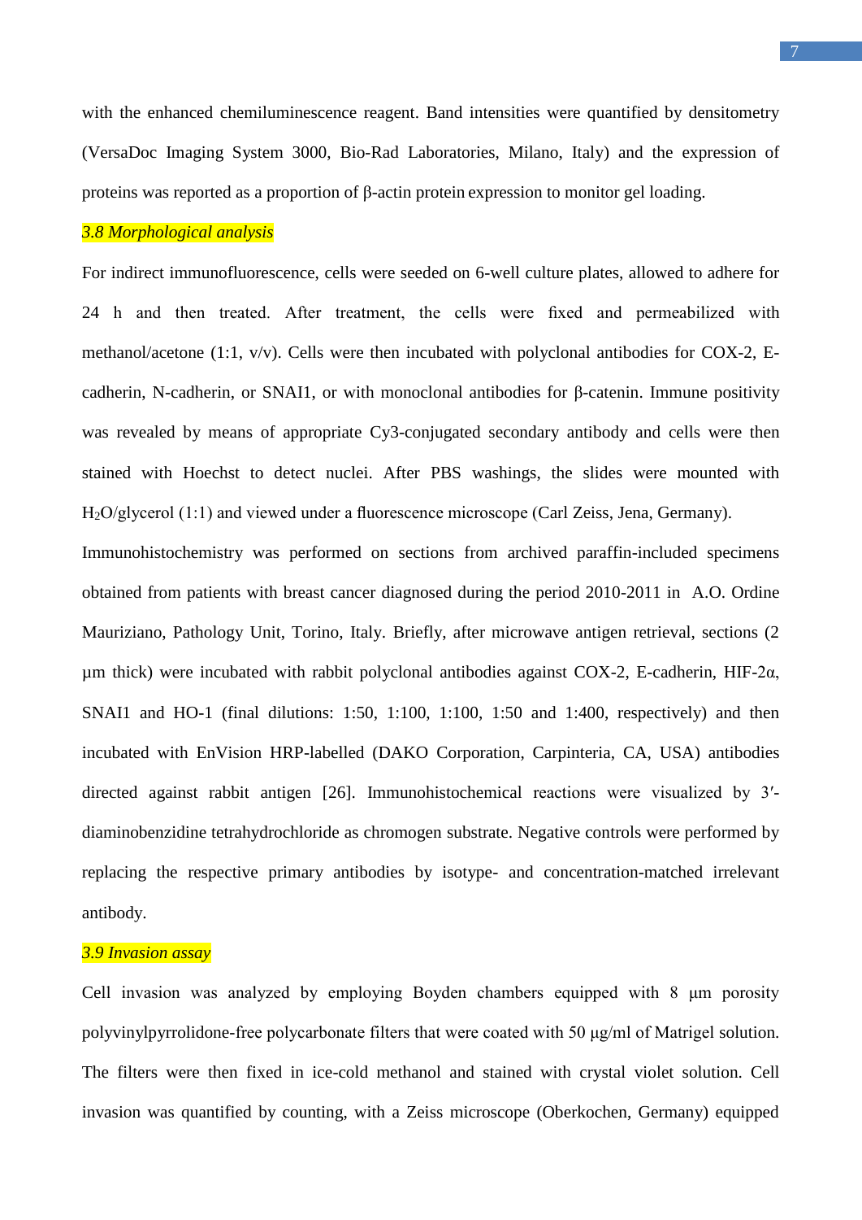with the enhanced chemiluminescence reagent. Band intensities were quantified by densitometry (VersaDoc Imaging System 3000, Bio-Rad Laboratories, Milano, Italy) and the expression of proteins was reported as a proportion of β-actin protein expression to monitor gel loading.

### *3.8 Morphological analysis*

For indirect immunofluorescence, cells were seeded on 6-well culture plates, allowed to adhere for 24 h and then treated. After treatment, the cells were fixed and permeabilized with methanol/acetone (1:1, v/v). Cells were then incubated with polyclonal antibodies for COX-2, E-cadherin, N-cadherin, or SNAI1, or with monoclonal antibodies for β-catenin. Immune positivity was revealed by means of appropriate Cy3-conjugated secondary antibody and cells were then stained with Hoechst to detect nuclei. After PBS washings, the slides were mounted with $H_2O$/glycerol (1:1) and viewed under a fluorescence microscope (Carl Zeiss, Jena, Germany).

Immunohistochemistry was performed on sections from archived paraffin-included specimens obtained from patients with breast cancer diagnosed during the period 2010-2011 in A.O. Ordine Mauriziano, Pathology Unit, Torino, Italy. Briefly, after microwave antigen retrieval, sections (2 μm thick) were incubated with rabbit polyclonal antibodies against COX-2, E-cadherin, HIF-2α, SNAI1 and HO-1 (final dilutions: 1:50, 1:100, 1:100, 1:50 and 1:400, respectively) and then incubated with EnVision HRP-labelled (DAKO Corporation, Carpinteria, CA, USA) antibodies directed against rabbit antigen [26]. Immunohistochemical reactions were visualized by 3′-diaminobenzidine tetrahydrochloride as chromogen substrate. Negative controls were performed by replacing the respective primary antibodies by isotype- and concentration-matched irrelevant antibody.

### *3.9 Invasion assay*

Cell invasion was analyzed by employing Boyden chambers equipped with 8 μm porosity polyvinylpyrrolidone-free polycarbonate filters that were coated with 50 μg/ml of Matrigel solution. The filters were then fixed in ice-cold methanol and stained with crystal violet solution. Cell invasion was quantified by counting, with a Zeiss microscope (Oberkochen, Germany) equipped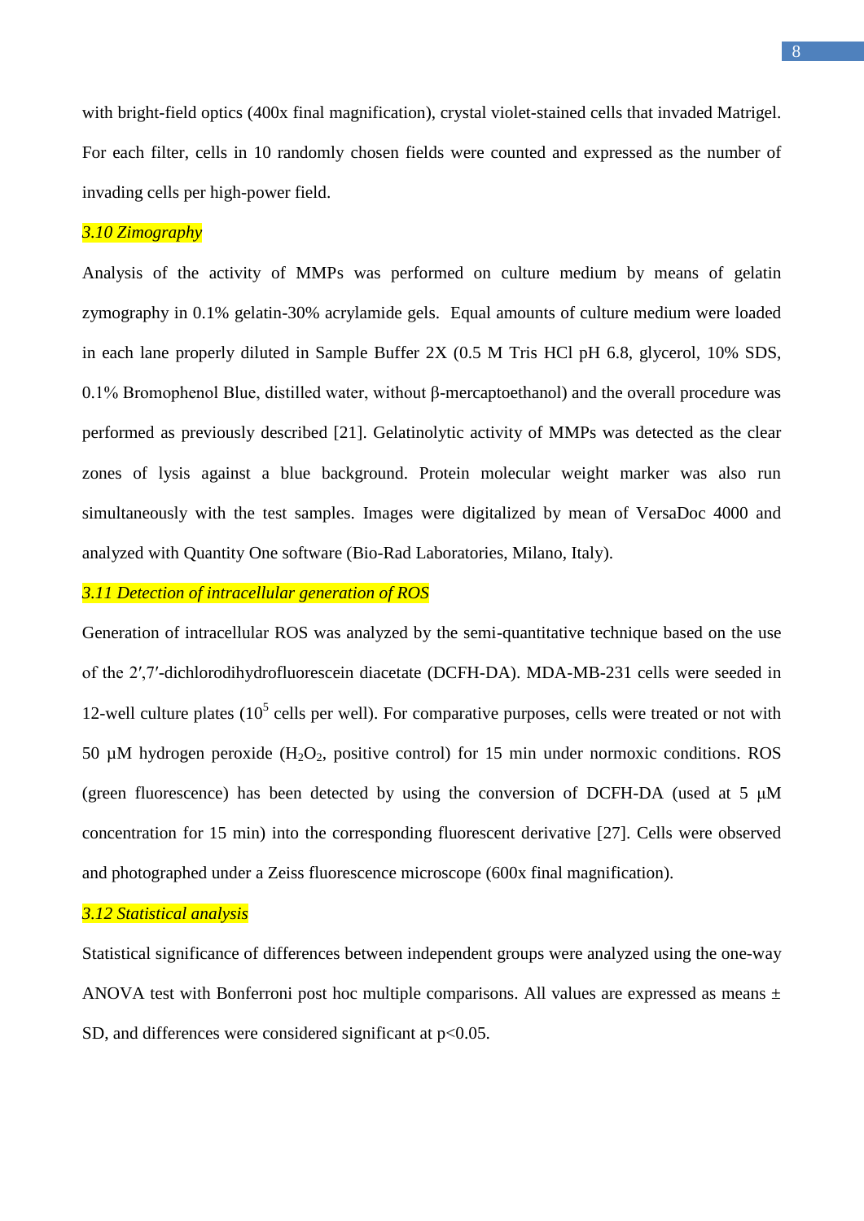with bright-field optics (400x final magnification), crystal violet-stained cells that invaded Matrigel. For each filter, cells in 10 randomly chosen fields were counted and expressed as the number of invading cells per high-power field.

### *3.10 Zimography*

Analysis of the activity of MMPs was performed on culture medium by means of gelatin zymography in 0.1% gelatin-30% acrylamide gels. Equal amounts of culture medium were loaded in each lane properly diluted in Sample Buffer 2X (0.5 M Tris HCl pH 6.8, glycerol, 10% SDS, 0.1% Bromophenol Blue, distilled water, without β-mercaptoethanol) and the overall procedure was performed as previously described [21]. Gelatinolytic activity of MMPs was detected as the clear zones of lysis against a blue background. Protein molecular weight marker was also run simultaneously with the test samples. Images were digitalized by mean of VersaDoc 4000 and analyzed with Quantity One software (Bio-Rad Laboratories, Milano, Italy).

### *3.11 Detection of intracellular generation of ROS*

Generation of intracellular ROS was analyzed by the semi-quantitative technique based on the use of the 2′,7′-dichlorodihydrofluorescein diacetate (DCFH-DA). MDA-MB-231 cells were seeded in 12-well culture plates ($10^5$ cells per well). For comparative purposes, cells were treated or not with 50 μM hydrogen peroxide ($H_2O_2$, positive control) for 15 min under normoxic conditions. ROS (green fluorescence) has been detected by using the conversion of DCFH-DA (used at 5 μM concentration for 15 min) into the corresponding fluorescent derivative [27]. Cells were observed and photographed under a Zeiss fluorescence microscope (600x final magnification).

### *3.12 Statistical analysis*

Statistical significance of differences between independent groups were analyzed using the one-way ANOVA test with Bonferroni post hoc multiple comparisons. All values are expressed as means ± SD, and differences were considered significant at $p<0.05$.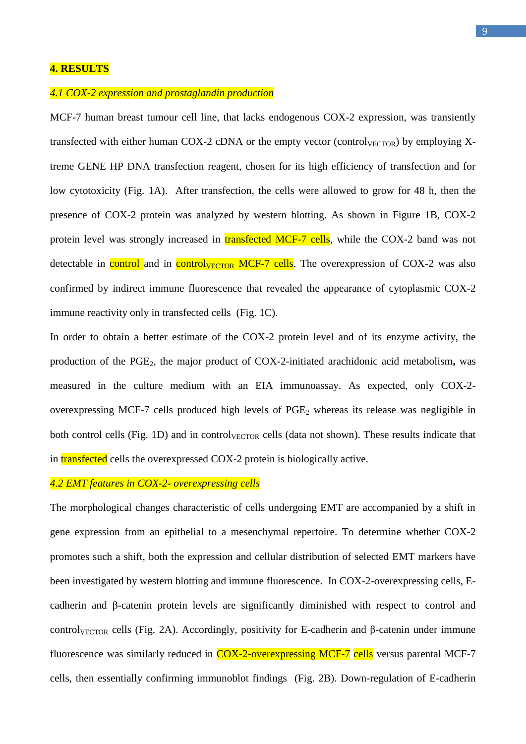## 4. RESULTS

### *4.1 COX-2 expression and prostaglandin production*

MCF-7 human breast tumour cell line, that lacks endogenous COX-2 expression, was transiently transfected with either human COX-2 cDNA or the empty vector ($control_{VECTOR}$) by employing X-treme GENE HP DNA transfection reagent, chosen for its high efficiency of transfection and for low cytotoxicity (Fig. 1A). After transfection, the cells were allowed to grow for 48 h, then the presence of COX-2 protein was analyzed by western blotting. As shown in Figure 1B, COX-2 protein level was strongly increased in transfected MCF-7 cells, while the COX-2 band was not detectable in control and in $control_{VECTOR}$ MCF-7 cells. The overexpression of COX-2 was also confirmed by indirect immune fluorescence that revealed the appearance of cytoplasmic COX-2 immune reactivity only in transfected cells (Fig. 1C).

In order to obtain a better estimate of the COX-2 protein level and of its enzyme activity, the production of the $PGE_2$, the major product of COX-2-initiated arachidonic acid metabolism**,** was measured in the culture medium with an EIA immunoassay. As expected, only COX-2-overexpressing MCF-7 cells produced high levels of $PGE_2$ whereas its release was negligible in both control cells (Fig. 1D) and in $control_{VECTOR}$ cells (data not shown). These results indicate that in transfected cells the overexpressed COX-2 protein is biologically active.

### *4.2 EMT features in COX-2- overexpressing cells*

The morphological changes characteristic of cells undergoing EMT are accompanied by a shift in gene expression from an epithelial to a mesenchymal repertoire. To determine whether COX-2 promotes such a shift, both the expression and cellular distribution of selected EMT markers have been investigated by western blotting and immune fluorescence. In COX-2-overexpressing cells, E-cadherin and β-catenin protein levels are significantly diminished with respect to control and $control_{VECTOR}$ cells (Fig. 2A). Accordingly, positivity for E-cadherin and β-catenin under immune fluorescence was similarly reduced in COX-2-overexpressing MCF-7 cells versus parental MCF-7 cells, then essentially confirming immunoblot findings (Fig. 2B). Down-regulation of E-cadherin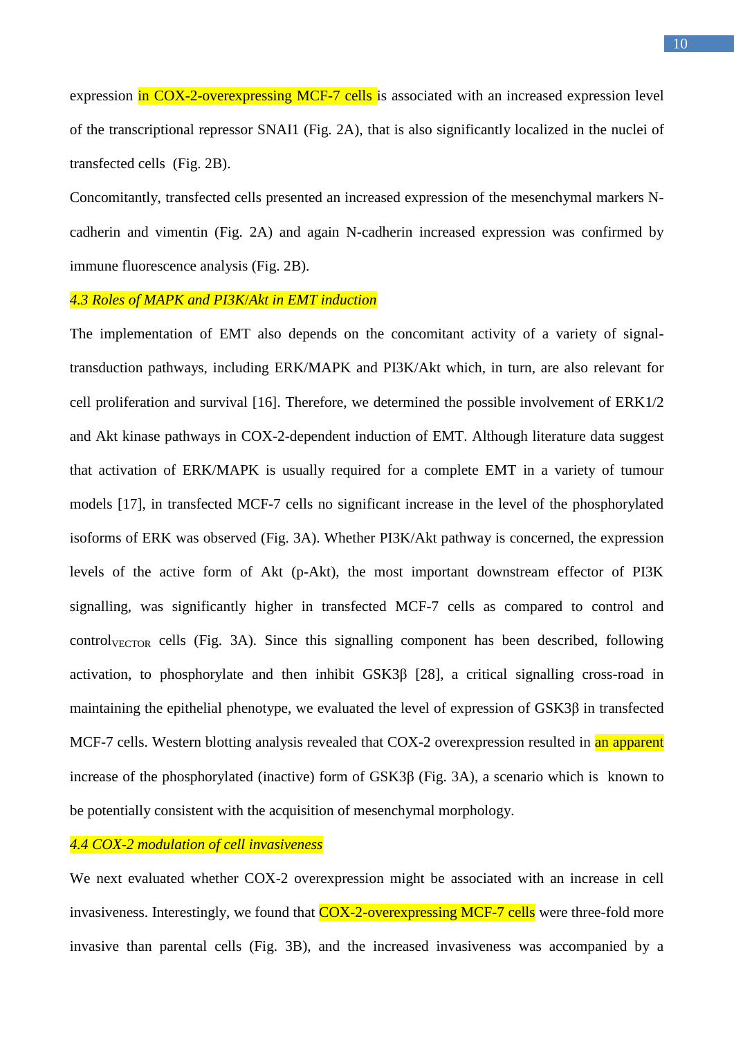expression in COX-2-overexpressing MCF-7 cells is associated with an increased expression level of the transcriptional repressor SNAI1 (Fig. 2A), that is also significantly localized in the nuclei of transfected cells (Fig. 2B).

Concomitantly, transfected cells presented an increased expression of the mesenchymal markers N-cadherin and vimentin (Fig. 2A) and again N-cadherin increased expression was confirmed by immune fluorescence analysis (Fig. 2B).

### *4.3 Roles of MAPK and PI3K/Akt in EMT induction*

The implementation of EMT also depends on the concomitant activity of a variety of signal-transduction pathways, including ERK/MAPK and PI3K/Akt which, in turn, are also relevant for cell proliferation and survival [16]. Therefore, we determined the possible involvement of ERK1/2 and Akt kinase pathways in COX-2-dependent induction of EMT. Although literature data suggest that activation of ERK/MAPK is usually required for a complete EMT in a variety of tumour models [17], in transfected MCF-7 cells no significant increase in the level of the phosphorylated isoforms of ERK was observed (Fig. 3A). Whether PI3K/Akt pathway is concerned, the expression levels of the active form of Akt (p-Akt), the most important downstream effector of PI3K signalling, was significantly higher in transfected MCF-7 cells as compared to control and $control_{VECTOR}$ cells (Fig. 3A). Since this signalling component has been described, following activation, to phosphorylate and then inhibit GSK3β [28], a critical signalling cross-road in maintaining the epithelial phenotype, we evaluated the level of expression of GSK3β in transfected MCF-7 cells. Western blotting analysis revealed that COX-2 overexpression resulted in an apparent increase of the phosphorylated (inactive) form of GSK3β (Fig. 3A), a scenario which is known to be potentially consistent with the acquisition of mesenchymal morphology.

### *4.4 COX-2 modulation of cell invasiveness*

We next evaluated whether COX-2 overexpression might be associated with an increase in cell invasiveness. Interestingly, we found that COX-2-overexpressing MCF-7 cells were three-fold more invasive than parental cells (Fig. 3B), and the increased invasiveness was accompanied by a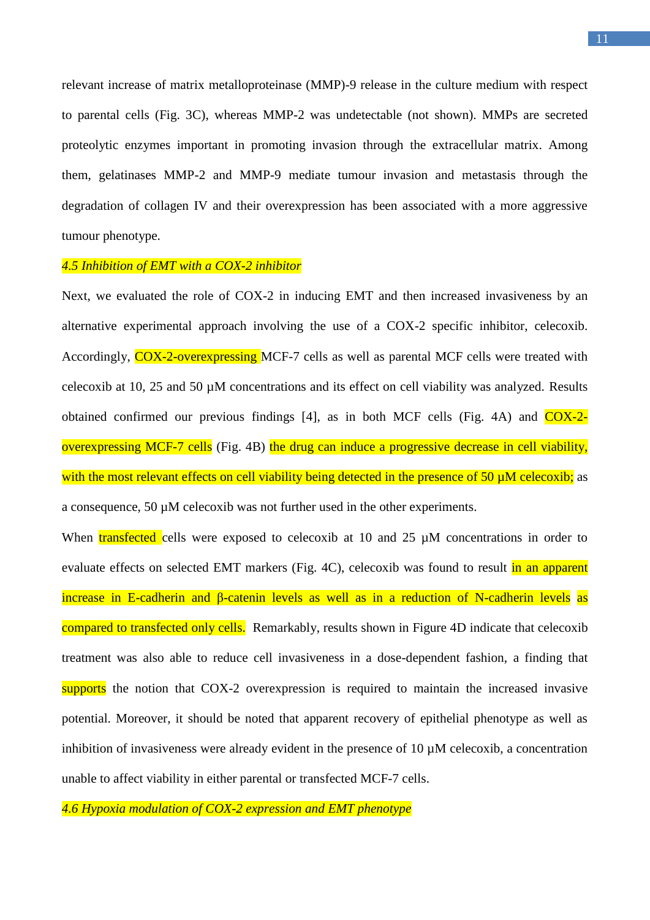relevant increase of matrix metalloproteinase (MMP)-9 release in the culture medium with respect to parental cells (Fig. 3C), whereas MMP-2 was undetectable (not shown). MMPs are secreted proteolytic enzymes important in promoting invasion through the extracellular matrix. Among them, gelatinases MMP-2 and MMP-9 mediate tumour invasion and metastasis through the degradation of collagen IV and their overexpression has been associated with a more aggressive tumour phenotype.

*4.5 Inhibition of EMT with a COX-2 inhibitor*

Next, we evaluated the role of COX-2 in inducing EMT and then increased invasiveness by an alternative experimental approach involving the use of a COX-2 specific inhibitor, celecoxib. Accordingly, COX-2-overexpressing MCF-7 cells as well as parental MCF cells were treated with celecoxib at 10, 25 and 50 µM concentrations and its effect on cell viability was analyzed. Results obtained confirmed our previous findings [4], as in both MCF cells (Fig. 4A) and COX-2-overexpressing MCF-7 cells (Fig. 4B) the drug can induce a progressive decrease in cell viability, with the most relevant effects on cell viability being detected in the presence of 50 µM celecoxib; as a consequence, 50 µM celecoxib was not further used in the other experiments.

When transfected cells were exposed to celecoxib at 10 and 25 µM concentrations in order to evaluate effects on selected EMT markers (Fig. 4C), celecoxib was found to result in an apparent increase in E-cadherin and β-catenin levels as well as in a reduction of N-cadherin levels as compared to transfected only cells. Remarkably, results shown in Figure 4D indicate that celecoxib treatment was also able to reduce cell invasiveness in a dose-dependent fashion, a finding that supports the notion that COX-2 overexpression is required to maintain the increased invasive potential. Moreover, it should be noted that apparent recovery of epithelial phenotype as well as inhibition of invasiveness were already evident in the presence of 10 µM celecoxib, a concentration unable to affect viability in either parental or transfected MCF-7 cells.

*4.6 Hypoxia modulation of COX-2 expression and EMT phenotype*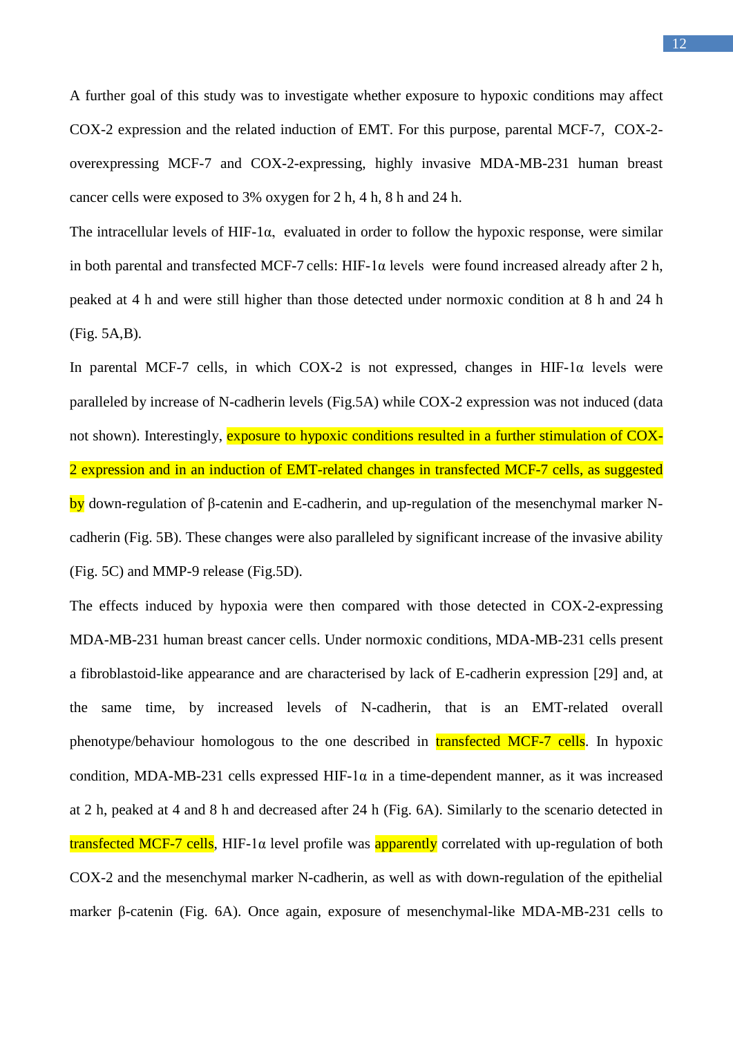A further goal of this study was to investigate whether exposure to hypoxic conditions may affect COX-2 expression and the related induction of EMT. For this purpose, parental MCF-7, COX-2-overexpressing MCF-7 and COX-2-expressing, highly invasive MDA-MB-231 human breast cancer cells were exposed to 3% oxygen for 2 h, 4 h, 8 h and 24 h.

The intracellular levels of HIF-1α, evaluated in order to follow the hypoxic response, were similar in both parental and transfected MCF-7 cells: HIF-1α levels were found increased already after 2 h, peaked at 4 h and were still higher than those detected under normoxic condition at 8 h and 24 h (Fig. 5A,B).

In parental MCF-7 cells, in which COX-2 is not expressed, changes in HIF-1α levels were paralleled by increase of N-cadherin levels (Fig.5A) while COX-2 expression was not induced (data not shown). Interestingly, exposure to hypoxic conditions resulted in a further stimulation of COX-2 expression and in an induction of EMT-related changes in transfected MCF-7 cells, as suggested by down-regulation of β-catenin and E-cadherin, and up-regulation of the mesenchymal marker N-cadherin (Fig. 5B). These changes were also paralleled by significant increase of the invasive ability (Fig. 5C) and MMP-9 release (Fig.5D).

The effects induced by hypoxia were then compared with those detected in COX-2-expressing MDA-MB-231 human breast cancer cells. Under normoxic conditions, MDA-MB-231 cells present a fibroblastoid-like appearance and are characterised by lack of E-cadherin expression [29] and, at the same time, by increased levels of N-cadherin, that is an EMT-related overall phenotype/behaviour homologous to the one described in transfected MCF-7 cells. In hypoxic condition, MDA-MB-231 cells expressed HIF-1α in a time-dependent manner, as it was increased at 2 h, peaked at 4 and 8 h and decreased after 24 h (Fig. 6A). Similarly to the scenario detected in transfected MCF-7 cells, HIF-1α level profile was apparently correlated with up-regulation of both COX-2 and the mesenchymal marker N-cadherin, as well as with down-regulation of the epithelial marker β-catenin (Fig. 6A). Once again, exposure of mesenchymal-like MDA-MB-231 cells to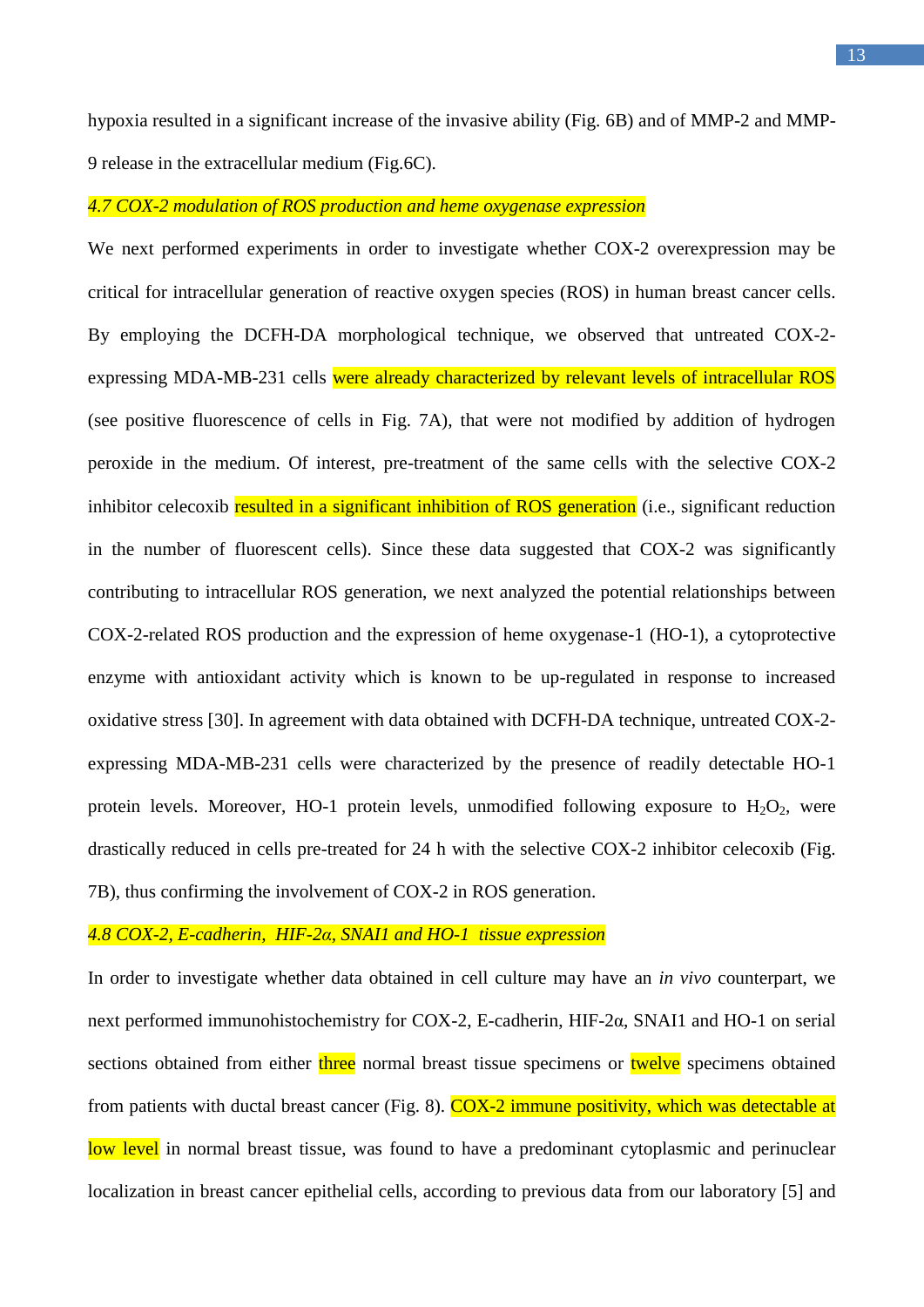hypoxia resulted in a significant increase of the invasive ability (Fig. 6B) and of MMP-2 and MMP-9 release in the extracellular medium (Fig.6C).

### *4.7 COX-2 modulation of ROS production and heme oxygenase expression*

We next performed experiments in order to investigate whether COX-2 overexpression may be critical for intracellular generation of reactive oxygen species (ROS) in human breast cancer cells. By employing the DCFH-DA morphological technique, we observed that untreated COX-2-expressing MDA-MB-231 cells were already characterized by relevant levels of intracellular ROS (see positive fluorescence of cells in Fig. 7A), that were not modified by addition of hydrogen peroxide in the medium. Of interest, pre-treatment of the same cells with the selective COX-2 inhibitor celecoxib resulted in a significant inhibition of ROS generation (i.e., significant reduction in the number of fluorescent cells). Since these data suggested that COX-2 was significantly contributing to intracellular ROS generation, we next analyzed the potential relationships between COX-2-related ROS production and the expression of heme oxygenase-1 (HO-1), a cytoprotective enzyme with antioxidant activity which is known to be up-regulated in response to increased oxidative stress [30]. In agreement with data obtained with DCFH-DA technique, untreated COX-2-expressing MDA-MB-231 cells were characterized by the presence of readily detectable HO-1 protein levels. Moreover, HO-1 protein levels, unmodified following exposure to $H_2O_2$, were drastically reduced in cells pre-treated for 24 h with the selective COX-2 inhibitor celecoxib (Fig. 7B), thus confirming the involvement of COX-2 in ROS generation.

### *4.8 COX-2, E-cadherin, HIF-2α, SNAI1 and HO-1 tissue expression*

In order to investigate whether data obtained in cell culture may have an *in vivo* counterpart, we next performed immunohistochemistry for COX-2, E-cadherin, HIF-2α, SNAI1 and HO-1 on serial sections obtained from either three normal breast tissue specimens or twelve specimens obtained from patients with ductal breast cancer (Fig. 8). COX-2 immune positivity, which was detectable at low level in normal breast tissue, was found to have a predominant cytoplasmic and perinuclear localization in breast cancer epithelial cells, according to previous data from our laboratory [5] and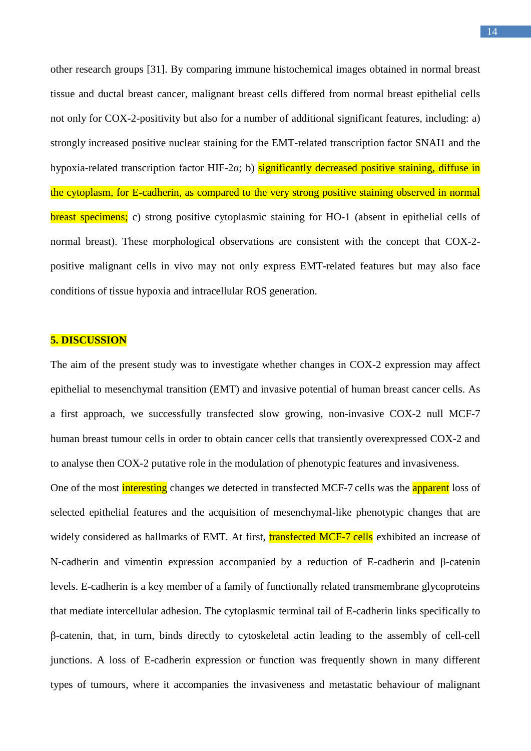other research groups [31]. By comparing immune histochemical images obtained in normal breast tissue and ductal breast cancer, malignant breast cells differed from normal breast epithelial cells not only for COX-2-positivity but also for a number of additional significant features, including: a) strongly increased positive nuclear staining for the EMT-related transcription factor SNAI1 and the hypoxia-related transcription factor HIF-2α; b) significantly decreased positive staining, diffuse in the cytoplasm, for E-cadherin, as compared to the very strong positive staining observed in normal breast specimens; c) strong positive cytoplasmic staining for HO-1 (absent in epithelial cells of normal breast). These morphological observations are consistent with the concept that COX-2-positive malignant cells in vivo may not only express EMT-related features but may also face conditions of tissue hypoxia and intracellular ROS generation.

## 5. DISCUSSION

The aim of the present study was to investigate whether changes in COX-2 expression may affect epithelial to mesenchymal transition (EMT) and invasive potential of human breast cancer cells. As a first approach, we successfully transfected slow growing, non-invasive COX-2 null MCF-7 human breast tumour cells in order to obtain cancer cells that transiently overexpressed COX-2 and to analyse then COX-2 putative role in the modulation of phenotypic features and invasiveness.

One of the most interesting changes we detected in transfected MCF-7 cells was the apparent loss of selected epithelial features and the acquisition of mesenchymal-like phenotypic changes that are widely considered as hallmarks of EMT. At first, transfected MCF-7 cells exhibited an increase of N-cadherin and vimentin expression accompanied by a reduction of E-cadherin and β-catenin levels. E-cadherin is a key member of a family of functionally related transmembrane glycoproteins that mediate intercellular adhesion. The cytoplasmic terminal tail of E-cadherin links specifically to β-catenin, that, in turn, binds directly to cytoskeletal actin leading to the assembly of cell-cell junctions. A loss of E-cadherin expression or function was frequently shown in many different types of tumours, where it accompanies the invasiveness and metastatic behaviour of malignant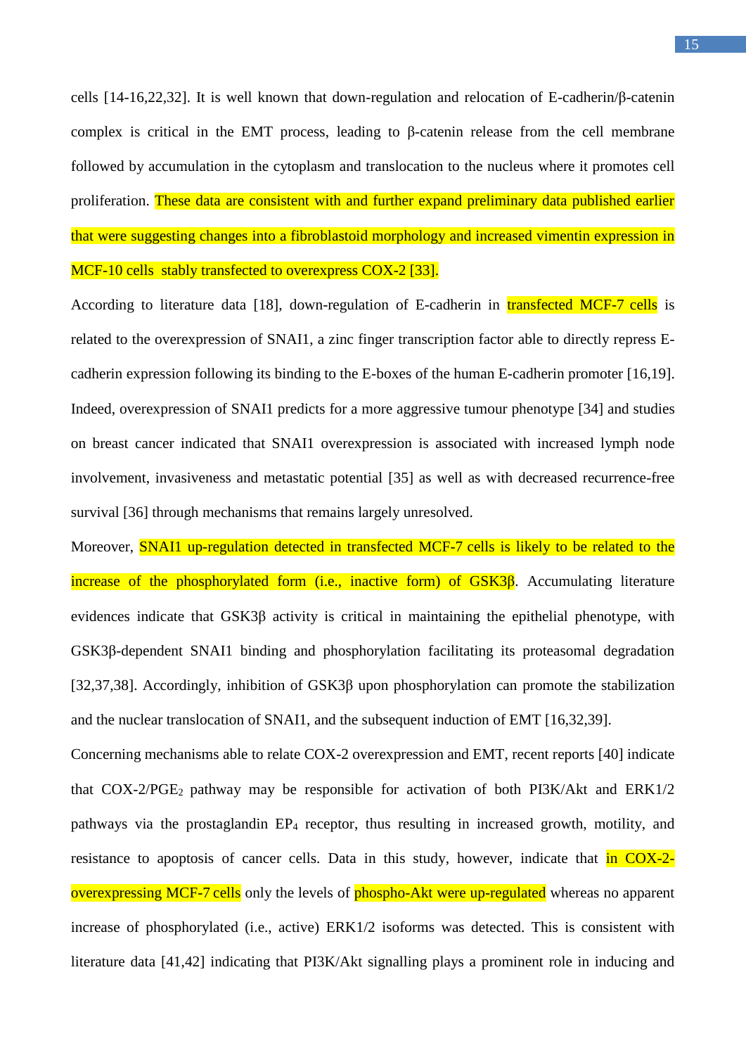cells [14-16,22,32]. It is well known that down-regulation and relocation of E-cadherin/β-catenin complex is critical in the EMT process, leading to β-catenin release from the cell membrane followed by accumulation in the cytoplasm and translocation to the nucleus where it promotes cell proliferation. These data are consistent with and further expand preliminary data published earlier that were suggesting changes into a fibroblastoid morphology and increased vimentin expression in MCF-10 cells stably transfected to overexpress COX-2 [33].

According to literature data [18], down-regulation of E-cadherin in transfected MCF-7 cells is related to the overexpression of SNAI1, a zinc finger transcription factor able to directly repress E-cadherin expression following its binding to the E-boxes of the human E-cadherin promoter [16,19]. Indeed, overexpression of SNAI1 predicts for a more aggressive tumour phenotype [34] and studies on breast cancer indicated that SNAI1 overexpression is associated with increased lymph node involvement, invasiveness and metastatic potential [35] as well as with decreased recurrence-free survival [36] through mechanisms that remains largely unresolved.

Moreover, SNAI1 up-regulation detected in transfected MCF-7 cells is likely to be related to the increase of the phosphorylated form (i.e., inactive form) of GSK3β. Accumulating literature evidences indicate that GSK3β activity is critical in maintaining the epithelial phenotype, with GSK3β-dependent SNAI1 binding and phosphorylation facilitating its proteasomal degradation [32,37,38]. Accordingly, inhibition of GSK3β upon phosphorylation can promote the stabilization and the nuclear translocation of SNAI1, and the subsequent induction of EMT [16,32,39].

Concerning mechanisms able to relate COX-2 overexpression and EMT, recent reports [40] indicate that COX-2/$PGE_2$ pathway may be responsible for activation of both PI3K/Akt and ERK1/2 pathways via the prostaglandin $EP_4$ receptor, thus resulting in increased growth, motility, and resistance to apoptosis of cancer cells. Data in this study, however, indicate that in COX-2-overexpressing MCF-7 cells only the levels of phospho-Akt were up-regulated whereas no apparent increase of phosphorylated (i.e., active) ERK1/2 isoforms was detected. This is consistent with literature data [41,42] indicating that PI3K/Akt signalling plays a prominent role in inducing and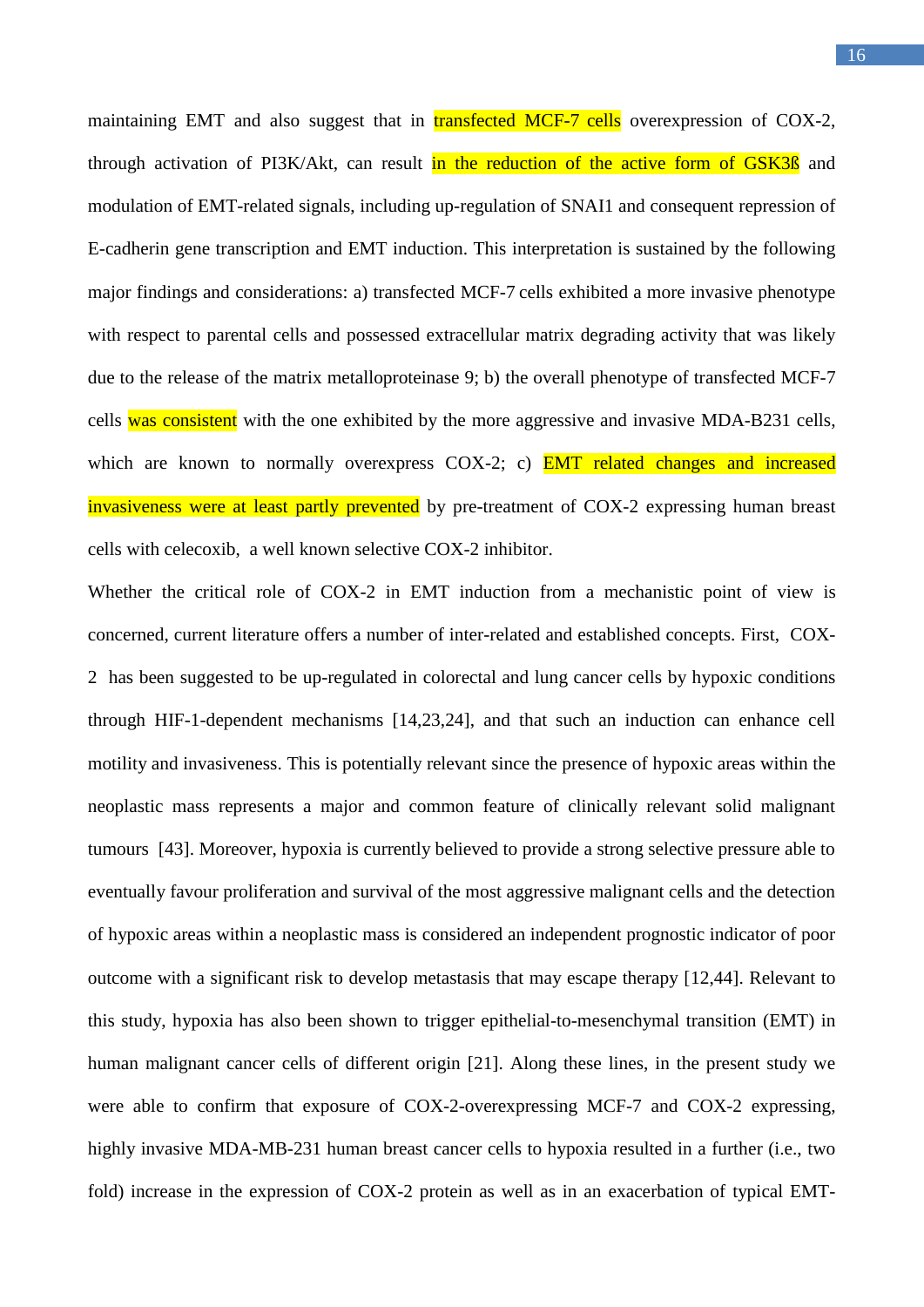maintaining EMT and also suggest that in transfected MCF-7 cells overexpression of COX-2, through activation of PI3K/Akt, can result in the reduction of the active form of GSK3ß and modulation of EMT-related signals, including up-regulation of SNAI1 and consequent repression of E-cadherin gene transcription and EMT induction. This interpretation is sustained by the following major findings and considerations: a) transfected MCF-7 cells exhibited a more invasive phenotype with respect to parental cells and possessed extracellular matrix degrading activity that was likely due to the release of the matrix metalloproteinase 9; b) the overall phenotype of transfected MCF-7 cells was consistent with the one exhibited by the more aggressive and invasive MDA-B231 cells, which are known to normally overexpress COX-2; c) EMT related changes and increased invasiveness were at least partly prevented by pre-treatment of COX-2 expressing human breast cells with celecoxib, a well known selective COX-2 inhibitor.

Whether the critical role of COX-2 in EMT induction from a mechanistic point of view is concerned, current literature offers a number of inter-related and established concepts. First, COX-2 has been suggested to be up-regulated in colorectal and lung cancer cells by hypoxic conditions through HIF-1-dependent mechanisms [14,23,24], and that such an induction can enhance cell motility and invasiveness. This is potentially relevant since the presence of hypoxic areas within the neoplastic mass represents a major and common feature of clinically relevant solid malignant tumours [43]. Moreover, hypoxia is currently believed to provide a strong selective pressure able to eventually favour proliferation and survival of the most aggressive malignant cells and the detection of hypoxic areas within a neoplastic mass is considered an independent prognostic indicator of poor outcome with a significant risk to develop metastasis that may escape therapy [12,44]. Relevant to this study, hypoxia has also been shown to trigger epithelial-to-mesenchymal transition (EMT) in human malignant cancer cells of different origin [21]. Along these lines, in the present study we were able to confirm that exposure of COX-2-overexpressing MCF-7 and COX-2 expressing, highly invasive MDA-MB-231 human breast cancer cells to hypoxia resulted in a further (i.e., two fold) increase in the expression of COX-2 protein as well as in an exacerbation of typical EMT-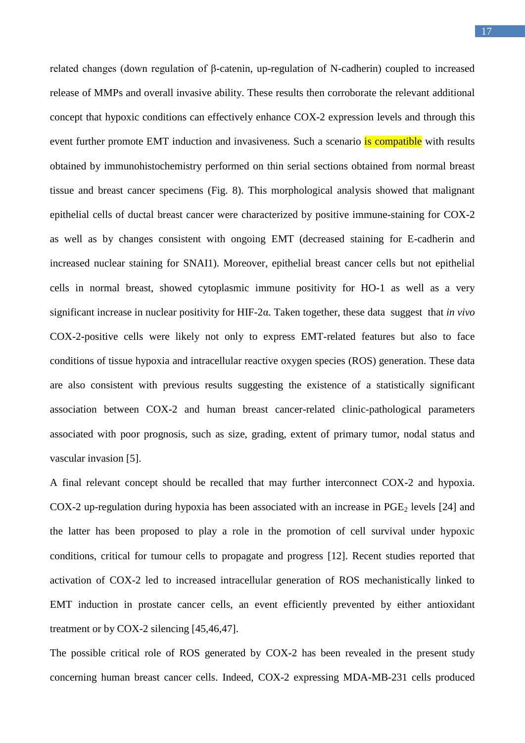related changes (down regulation of β-catenin, up-regulation of N-cadherin) coupled to increased release of MMPs and overall invasive ability. These results then corroborate the relevant additional concept that hypoxic conditions can effectively enhance COX-2 expression levels and through this event further promote EMT induction and invasiveness. Such a scenario is compatible with results obtained by immunohistochemistry performed on thin serial sections obtained from normal breast tissue and breast cancer specimens (Fig. 8). This morphological analysis showed that malignant epithelial cells of ductal breast cancer were characterized by positive immune-staining for COX-2 as well as by changes consistent with ongoing EMT (decreased staining for E-cadherin and increased nuclear staining for SNAI1). Moreover, epithelial breast cancer cells but not epithelial cells in normal breast, showed cytoplasmic immune positivity for HO-1 as well as a very significant increase in nuclear positivity for HIF-2α. Taken together, these data suggest that *in vivo* COX-2-positive cells were likely not only to express EMT-related features but also to face conditions of tissue hypoxia and intracellular reactive oxygen species (ROS) generation. These data are also consistent with previous results suggesting the existence of a statistically significant association between COX-2 and human breast cancer-related clinic-pathological parameters associated with poor prognosis, such as size, grading, extent of primary tumor, nodal status and vascular invasion [5].

A final relevant concept should be recalled that may further interconnect COX-2 and hypoxia. COX-2 up-regulation during hypoxia has been associated with an increase in $PGE_2$ levels [24] and the latter has been proposed to play a role in the promotion of cell survival under hypoxic conditions, critical for tumour cells to propagate and progress [12]. Recent studies reported that activation of COX-2 led to increased intracellular generation of ROS mechanistically linked to EMT induction in prostate cancer cells, an event efficiently prevented by either antioxidant treatment or by COX-2 silencing [45,46,47].

The possible critical role of ROS generated by COX-2 has been revealed in the present study concerning human breast cancer cells. Indeed, COX-2 expressing MDA-MB-231 cells produced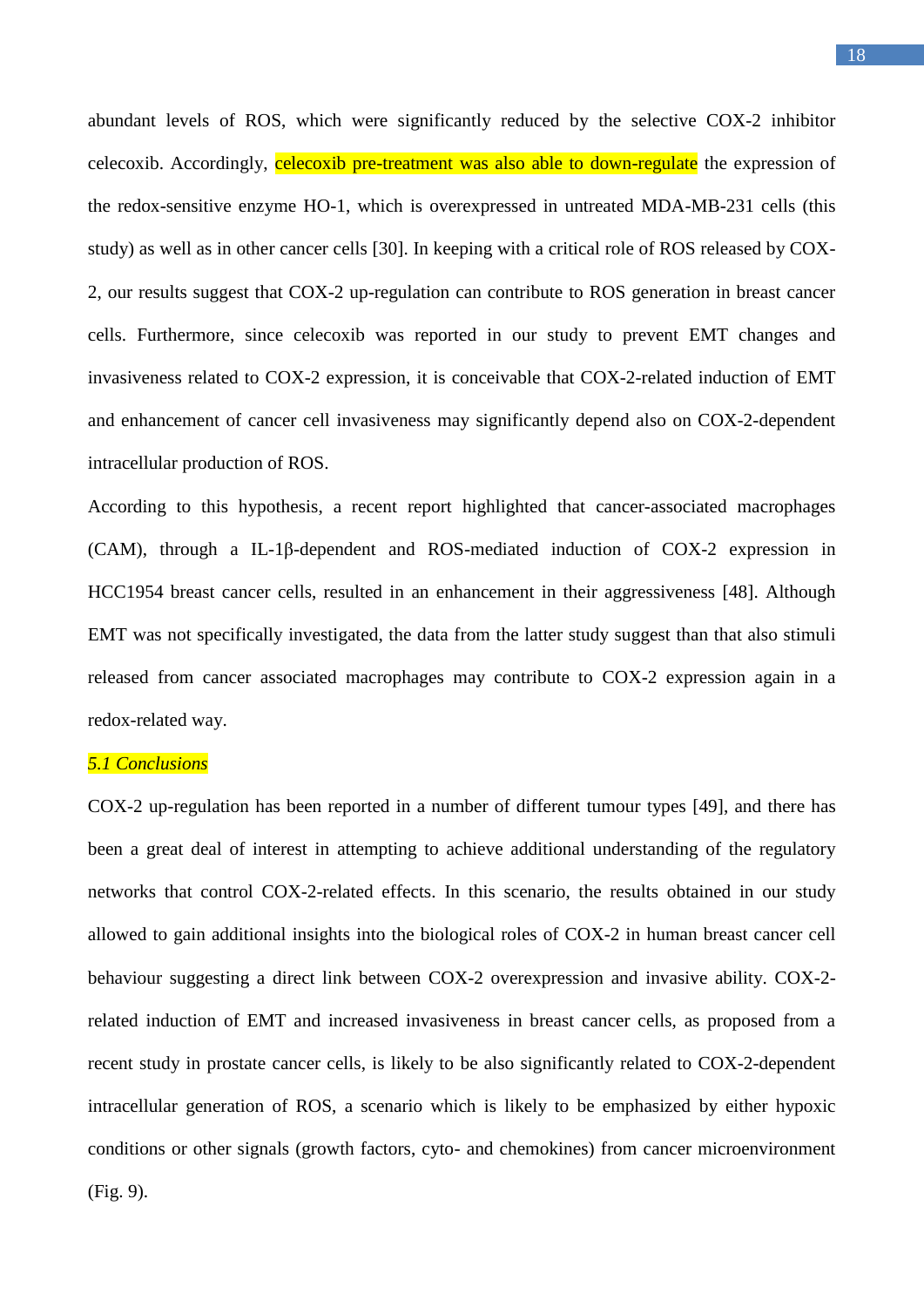abundant levels of ROS, which were significantly reduced by the selective COX-2 inhibitor celecoxib. Accordingly, celecoxib pre-treatment was also able to down-regulate the expression of the redox-sensitive enzyme HO-1, which is overexpressed in untreated MDA-MB-231 cells (this study) as well as in other cancer cells [30]. In keeping with a critical role of ROS released by COX-2, our results suggest that COX-2 up-regulation can contribute to ROS generation in breast cancer cells. Furthermore, since celecoxib was reported in our study to prevent EMT changes and invasiveness related to COX-2 expression, it is conceivable that COX-2-related induction of EMT and enhancement of cancer cell invasiveness may significantly depend also on COX-2-dependent intracellular production of ROS.

According to this hypothesis, a recent report highlighted that cancer-associated macrophages (CAM), through a IL-1β-dependent and ROS-mediated induction of COX-2 expression in HCC1954 breast cancer cells, resulted in an enhancement in their aggressiveness [48]. Although EMT was not specifically investigated, the data from the latter study suggest than that also stimuli released from cancer associated macrophages may contribute to COX-2 expression again in a redox-related way.

### *5.1 Conclusions*

COX-2 up-regulation has been reported in a number of different tumour types [49], and there has been a great deal of interest in attempting to achieve additional understanding of the regulatory networks that control COX-2-related effects. In this scenario, the results obtained in our study allowed to gain additional insights into the biological roles of COX-2 in human breast cancer cell behaviour suggesting a direct link between COX-2 overexpression and invasive ability. COX-2-related induction of EMT and increased invasiveness in breast cancer cells, as proposed from a recent study in prostate cancer cells, is likely to be also significantly related to COX-2-dependent intracellular generation of ROS, a scenario which is likely to be emphasized by either hypoxic conditions or other signals (growth factors, cyto- and chemokines) from cancer microenvironment (Fig. 9).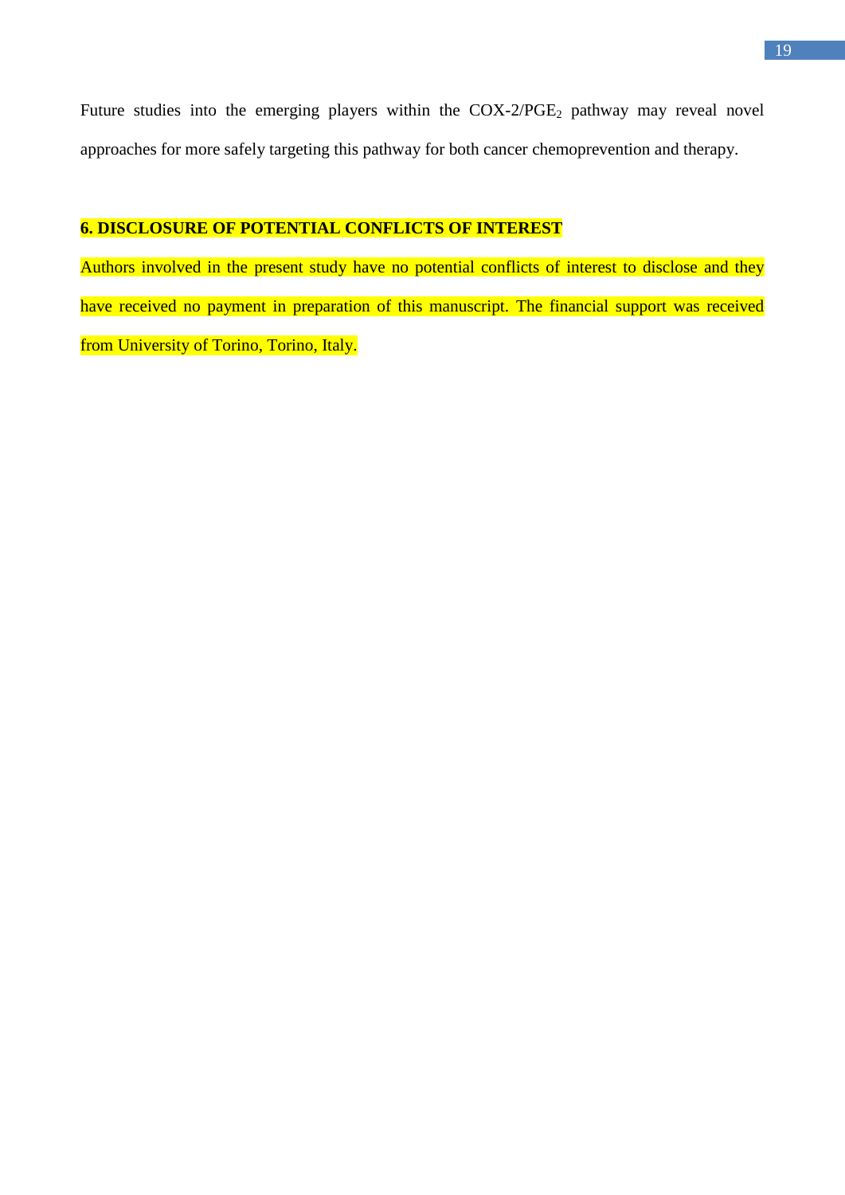Future studies into the emerging players within the COX-2/$PGE_2$ pathway may reveal novel approaches for more safely targeting this pathway for both cancer chemoprevention and therapy.

## 6. DISCLOSURE OF POTENTIAL CONFLICTS OF INTEREST

Authors involved in the present study have no potential conflicts of interest to disclose and they have received no payment in preparation of this manuscript. The financial support was received from University of Torino, Torino, Italy.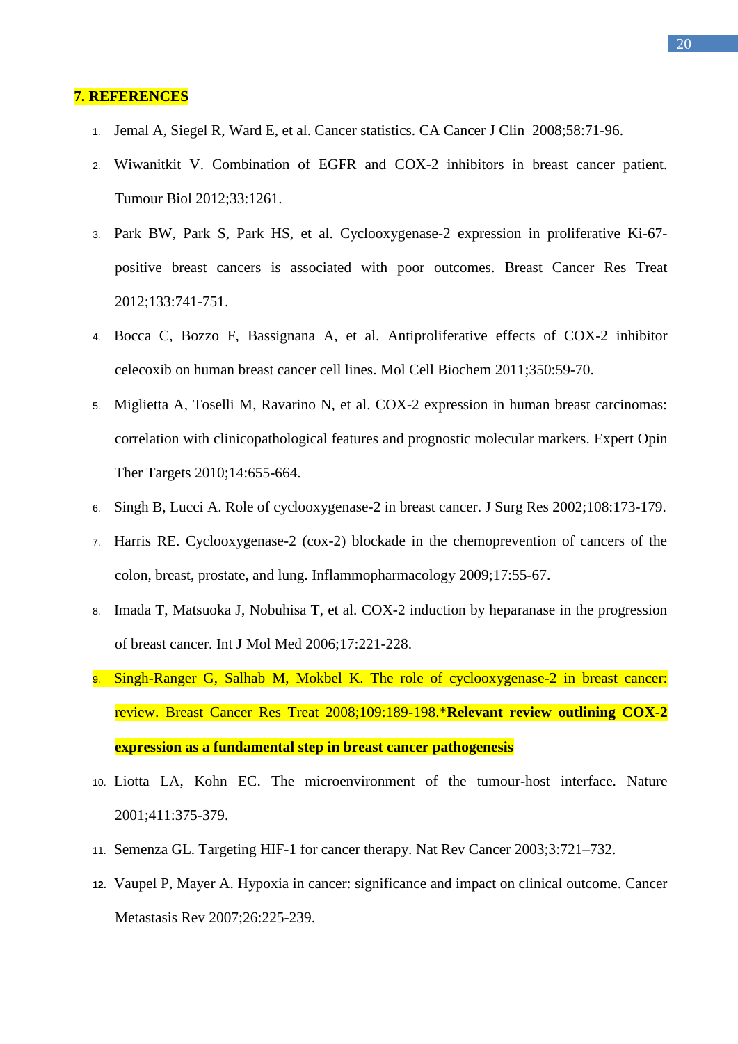# 7. REFERENCES

1. Jemal A, Siegel R, Ward E, et al. Cancer statistics. CA Cancer J Clin 2008;58:71-96.
2. Wiwanitkit V. Combination of EGFR and COX-2 inhibitors in breast cancer patient. Tumour Biol 2012;33:1261.
3. Park BW, Park S, Park HS, et al. Cyclooxygenase-2 expression in proliferative Ki-67-positive breast cancers is associated with poor outcomes. Breast Cancer Res Treat 2012;133:741-751.
4. Bocca C, Bozzo F, Bassignana A, et al. Antiproliferative effects of COX-2 inhibitor celecoxib on human breast cancer cell lines. Mol Cell Biochem 2011;350:59-70.
5. Miglietta A, Toselli M, Ravarino N, et al. COX-2 expression in human breast carcinomas: correlation with clinicopathological features and prognostic molecular markers. Expert Opin Ther Targets 2010;14:655-664.
6. Singh B, Lucci A. Role of cyclooxygenase-2 in breast cancer. J Surg Res 2002;108:173-179.
7. Harris RE. Cyclooxygenase-2 (cox-2) blockade in the chemoprevention of cancers of the colon, breast, prostate, and lung. Inflammopharmacology 2009;17:55-67.
8. Imada T, Matsuoka J, Nobuhisa T, et al. COX-2 induction by heparanase in the progression of breast cancer. Int J Mol Med 2006;17:221-228.
9. Singh-Ranger G, Salhab M, Mokbel K. The role of cyclooxygenase-2 in breast cancer: review. Breast Cancer Res Treat 2008;109:189-198.***Relevant review outlining COX-2 expression as a fundamental step in breast cancer pathogenesis**
10. Liotta LA, Kohn EC. The microenvironment of the tumour-host interface. Nature 2001;411:375-379.
11. Semenza GL. Targeting HIF-1 for cancer therapy. Nat Rev Cancer 2003;3:721–732.
12. Vaupel P, Mayer A. Hypoxia in cancer: significance and impact on clinical outcome. Cancer Metastasis Rev 2007;26:225-239.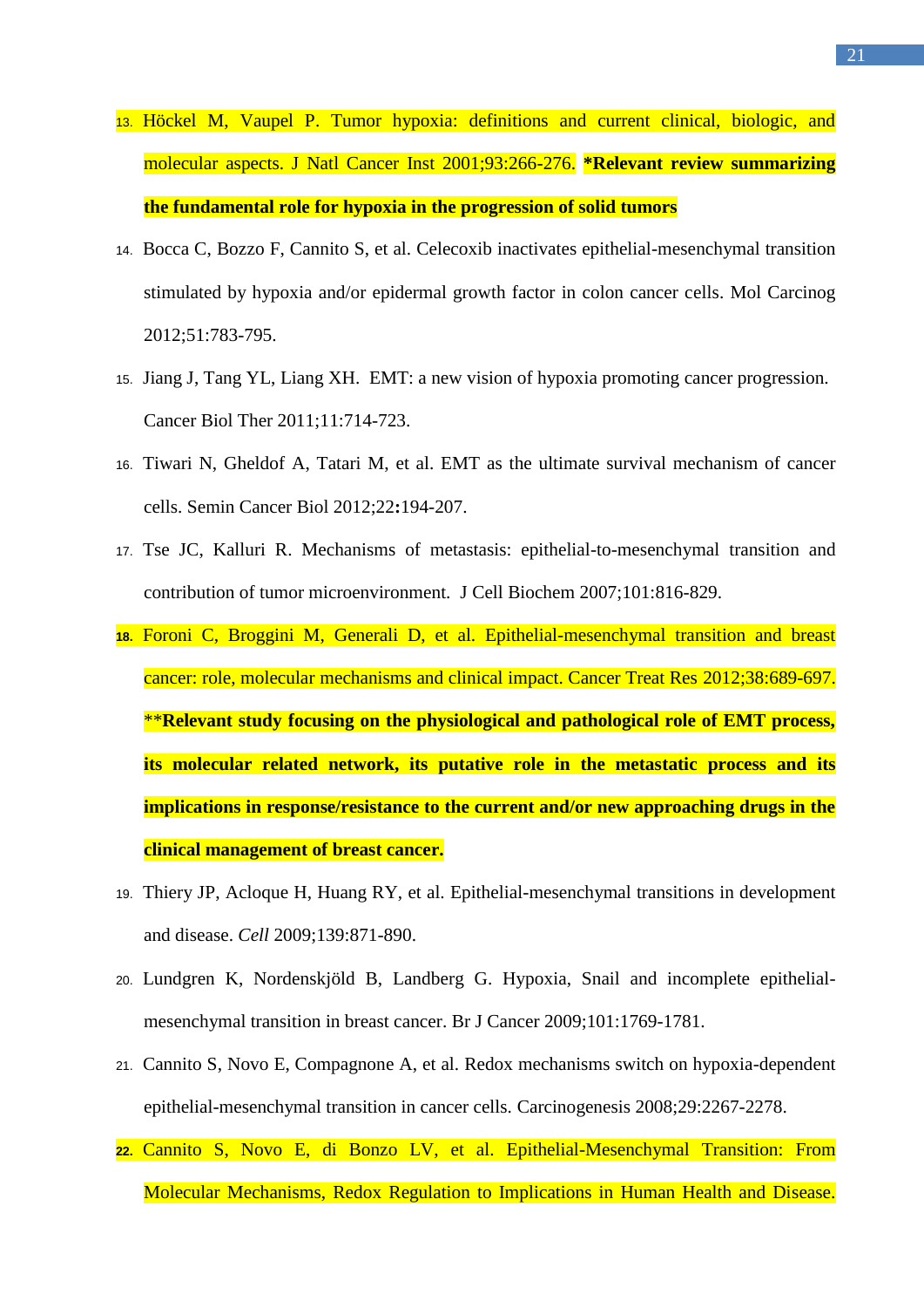13. Höckel M, Vaupel P. Tumor hypoxia: definitions and current clinical, biologic, and molecular aspects. J Natl Cancer Inst 2001;93:266-276. **\*Relevant review summarizing the fundamental role for hypoxia in the progression of solid tumors**
14. Bocca C, Bozzo F, Cannito S, et al. Celecoxib inactivates epithelial-mesenchymal transition stimulated by hypoxia and/or epidermal growth factor in colon cancer cells. Mol Carcinog 2012;51:783-795.
15. Jiang J, Tang YL, Liang XH. EMT: a new vision of hypoxia promoting cancer progression. Cancer Biol Ther 2011;11:714-723.
16. Tiwari N, Gheldof A, Tatari M, et al. EMT as the ultimate survival mechanism of cancer cells. Semin Cancer Biol 2012;22**:**194-207.
17. Tse JC, Kalluri R. Mechanisms of metastasis: epithelial-to-mesenchymal transition and contribution of tumor microenvironment. J Cell Biochem 2007;101:816-829.
18. Foroni C, Broggini M, Generali D, et al. Epithelial-mesenchymal transition and breast cancer: role, molecular mechanisms and clinical impact. Cancer Treat Res 2012;38:689-697. \*\***Relevant study focusing on the physiological and pathological role of EMT process, its molecular related network, its putative role in the metastatic process and its implications in response/resistance to the current and/or new approaching drugs in the clinical management of breast cancer.**
19. Thiery JP, Acloque H, Huang RY, et al. Epithelial-mesenchymal transitions in development and disease. *Cell* 2009;139:871-890.
20. Lundgren K, Nordenskjöld B, Landberg G. Hypoxia, Snail and incomplete epithelial-mesenchymal transition in breast cancer. Br J Cancer 2009;101:1769-1781.
21. Cannito S, Novo E, Compagnone A, et al. Redox mechanisms switch on hypoxia-dependent epithelial-mesenchymal transition in cancer cells. Carcinogenesis 2008;29:2267-2278.
22. Cannito S, Novo E, di Bonzo LV, et al. Epithelial-Mesenchymal Transition: From Molecular Mechanisms, Redox Regulation to Implications in Human Health and Disease.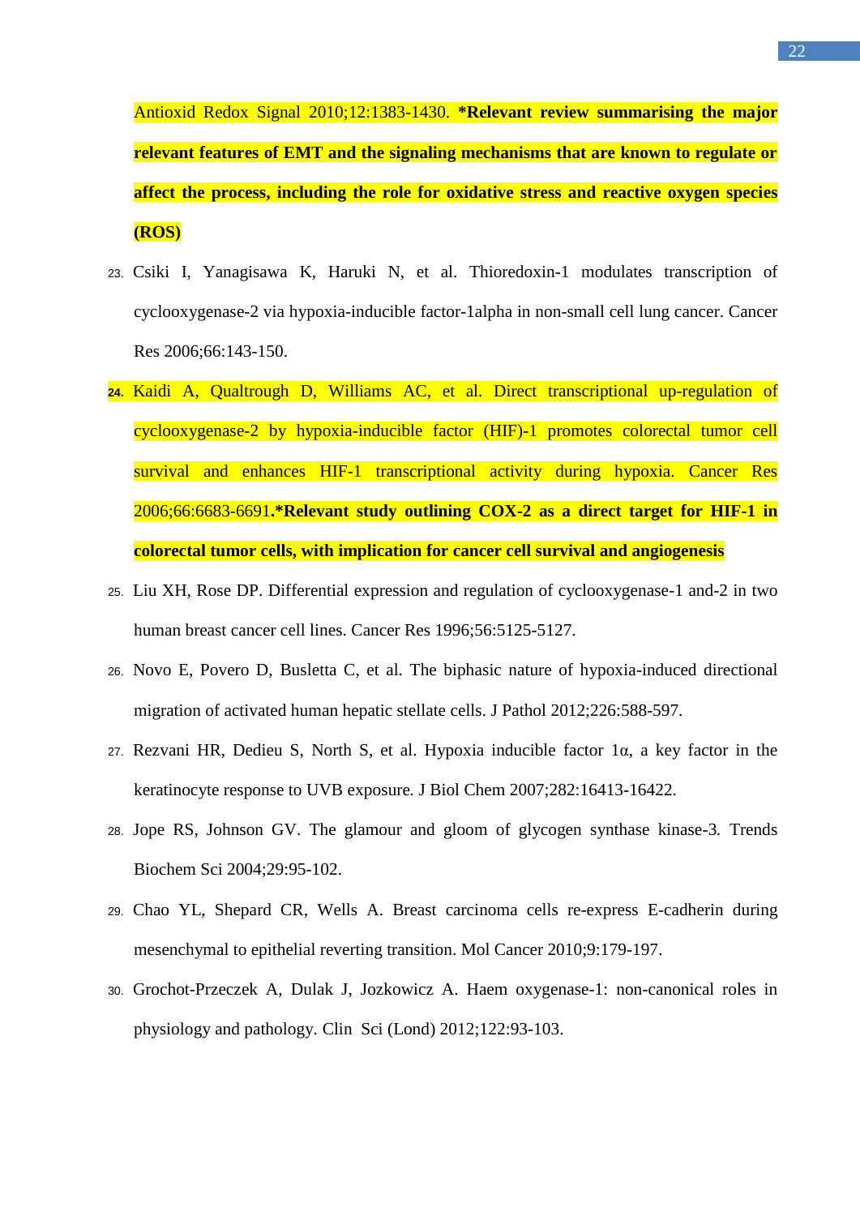Antioxid Redox Signal 2010;12:1383-1430. **\*Relevant review summarising the major relevant features of EMT and the signaling mechanisms that are known to regulate or affect the process, including the role for oxidative stress and reactive oxygen species (ROS)**

23. Csiki I, Yanagisawa K, Haruki N, et al. Thioredoxin-1 modulates transcription of cyclooxygenase-2 via hypoxia-inducible factor-1alpha in non-small cell lung cancer. Cancer Res 2006;66:143-150.
24. Kaidi A, Qualtrough D, Williams AC, et al. Direct transcriptional up-regulation of cyclooxygenase-2 by hypoxia-inducible factor (HIF)-1 promotes colorectal tumor cell survival and enhances HIF-1 transcriptional activity during hypoxia. Cancer Res 2006;66:6683-6691**.\*Relevant study outlining COX-2 as a direct target for HIF-1 in colorectal tumor cells, with implication for cancer cell survival and angiogenesis**
25. Liu XH, Rose DP. Differential expression and regulation of cyclooxygenase-1 and-2 in two human breast cancer cell lines. Cancer Res 1996;56:5125-5127.
26. Novo E, Povero D, Busletta C, et al. The biphasic nature of hypoxia-induced directional migration of activated human hepatic stellate cells. J Pathol 2012;226:588-597.
27. Rezvani HR, Dedieu S, North S, et al. Hypoxia inducible factor 1α, a key factor in the keratinocyte response to UVB exposure. J Biol Chem 2007;282:16413-16422.
28. Jope RS, Johnson GV. The glamour and gloom of glycogen synthase kinase-3. Trends Biochem Sci 2004;29:95-102.
29. Chao YL, Shepard CR, Wells A. Breast carcinoma cells re-express E-cadherin during mesenchymal to epithelial reverting transition. Mol Cancer 2010;9:179-197.
30. Grochot-Przeczek A, Dulak J, Jozkowicz A. Haem oxygenase-1: non-canonical roles in physiology and pathology. Clin Sci (Lond) 2012;122:93-103.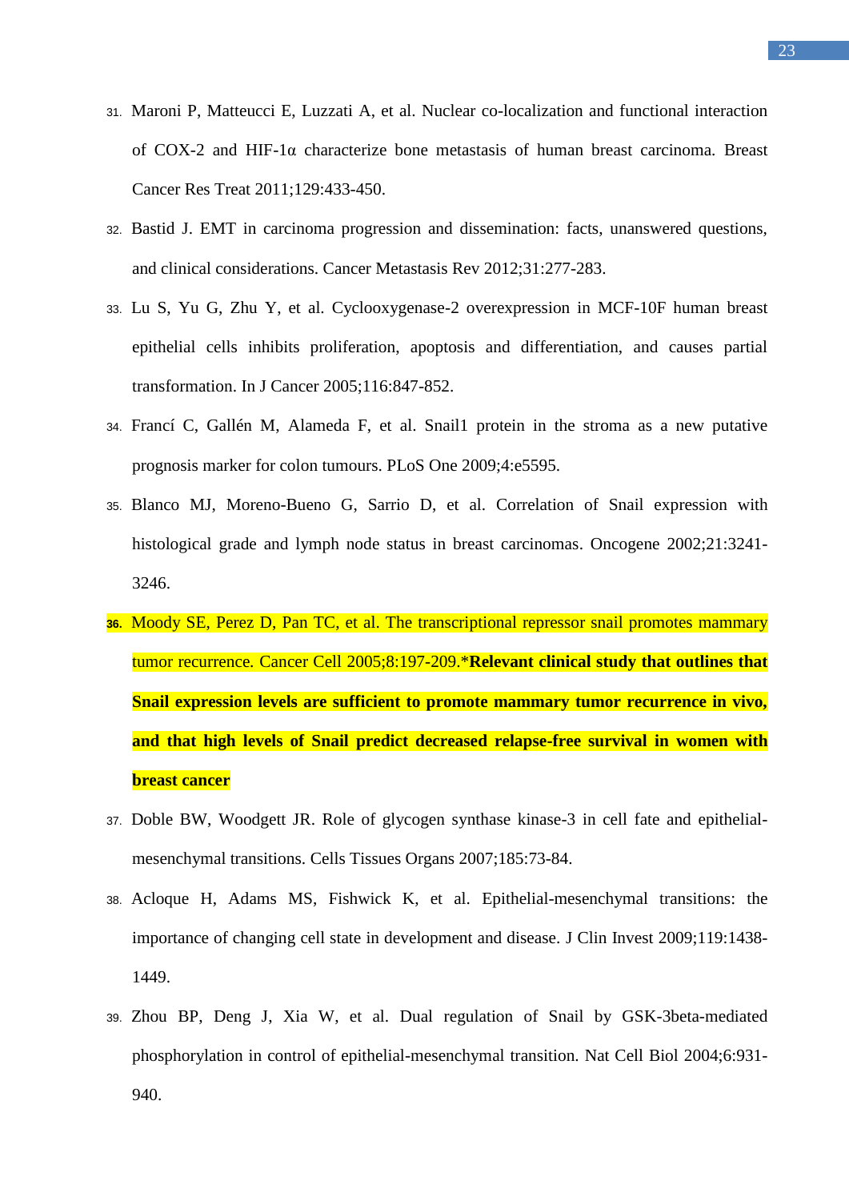31. Maroni P, Matteucci E, Luzzati A, et al. Nuclear co-localization and functional interaction of COX-2 and HIF-1α characterize bone metastasis of human breast carcinoma. Breast Cancer Res Treat 2011;129:433-450.
32. Bastid J. EMT in carcinoma progression and dissemination: facts, unanswered questions, and clinical considerations. Cancer Metastasis Rev 2012;31:277-283.
33. Lu S, Yu G, Zhu Y, et al. Cyclooxygenase-2 overexpression in MCF-10F human breast epithelial cells inhibits proliferation, apoptosis and differentiation, and causes partial transformation. In J Cancer 2005;116:847-852.
34. Francí C, Gallén M, Alameda F, et al. Snail1 protein in the stroma as a new putative prognosis marker for colon tumours. PLoS One 2009;4:e5595.
35. Blanco MJ, Moreno-Bueno G, Sarrio D, et al. Correlation of Snail expression with histological grade and lymph node status in breast carcinomas. Oncogene 2002;21:3241-3246.
36. Moody SE, Perez D, Pan TC, et al. The transcriptional repressor snail promotes mammary tumor recurrence. Cancer Cell 2005;8:197-209.***Relevant clinical study that outlines that Snail expression levels are sufficient to promote mammary tumor recurrence in vivo, and that high levels of Snail predict decreased relapse-free survival in women with breast cancer**
37. Doble BW, Woodgett JR. Role of glycogen synthase kinase-3 in cell fate and epithelial-mesenchymal transitions. Cells Tissues Organs 2007;185:73-84.
38. Acloque H, Adams MS, Fishwick K, et al. Epithelial-mesenchymal transitions: the importance of changing cell state in development and disease. J Clin Invest 2009;119:1438-1449.
39. Zhou BP, Deng J, Xia W, et al. Dual regulation of Snail by GSK-3beta-mediated phosphorylation in control of epithelial-mesenchymal transition. Nat Cell Biol 2004;6:931-940.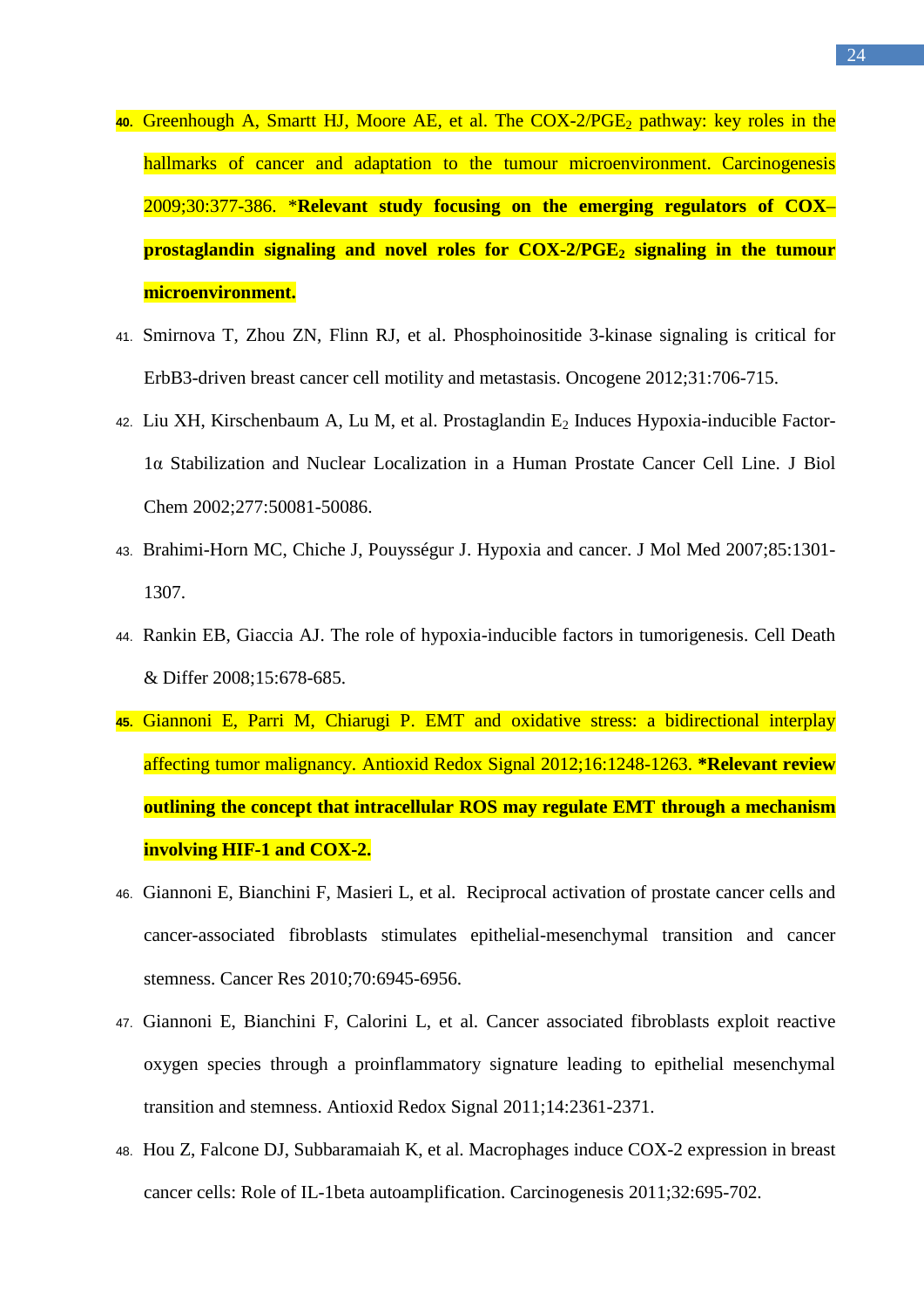40. Greenhough A, Smartt HJ, Moore AE, et al. The COX-2/$PGE_2$ pathway: key roles in the hallmarks of cancer and adaptation to the tumour microenvironment. Carcinogenesis 2009;30:377-386. ***Relevant study focusing on the emerging regulators of COX–prostaglandin signaling and novel roles for COX-2/$PGE_2$ signaling in the tumour microenvironment.**

41. Smirnova T, Zhou ZN, Flinn RJ, et al. Phosphoinositide 3-kinase signaling is critical for ErbB3-driven breast cancer cell motility and metastasis. Oncogene 2012;31:706-715.

42. Liu XH, Kirschenbaum A, Lu M, et al. Prostaglandin $E_2$ Induces Hypoxia-inducible Factor-1α Stabilization and Nuclear Localization in a Human Prostate Cancer Cell Line. J Biol Chem 2002;277:50081-50086.

43. Brahimi-Horn MC, Chiche J, Pouysségur J. Hypoxia and cancer. J Mol Med 2007;85:1301-1307.

44. Rankin EB, Giaccia AJ. The role of hypoxia-inducible factors in tumorigenesis. Cell Death & Differ 2008;15:678-685.

45. Giannoni E, Parri M, Chiarugi P. EMT and oxidative stress: a bidirectional interplay affecting tumor malignancy. Antioxid Redox Signal 2012;16:1248-1263. ***Relevant review outlining the concept that intracellular ROS may regulate EMT through a mechanism involving HIF-1 and COX-2.**

46. Giannoni E, Bianchini F, Masieri L, et al. Reciprocal activation of prostate cancer cells and cancer-associated fibroblasts stimulates epithelial-mesenchymal transition and cancer stemness. Cancer Res 2010;70:6945-6956.

47. Giannoni E, Bianchini F, Calorini L, et al. Cancer associated fibroblasts exploit reactive oxygen species through a proinflammatory signature leading to epithelial mesenchymal transition and stemness. Antioxid Redox Signal 2011;14:2361-2371.

48. Hou Z, Falcone DJ, Subbaramaiah K, et al. Macrophages induce COX-2 expression in breast cancer cells: Role of IL-1beta autoamplification. Carcinogenesis 2011;32:695-702.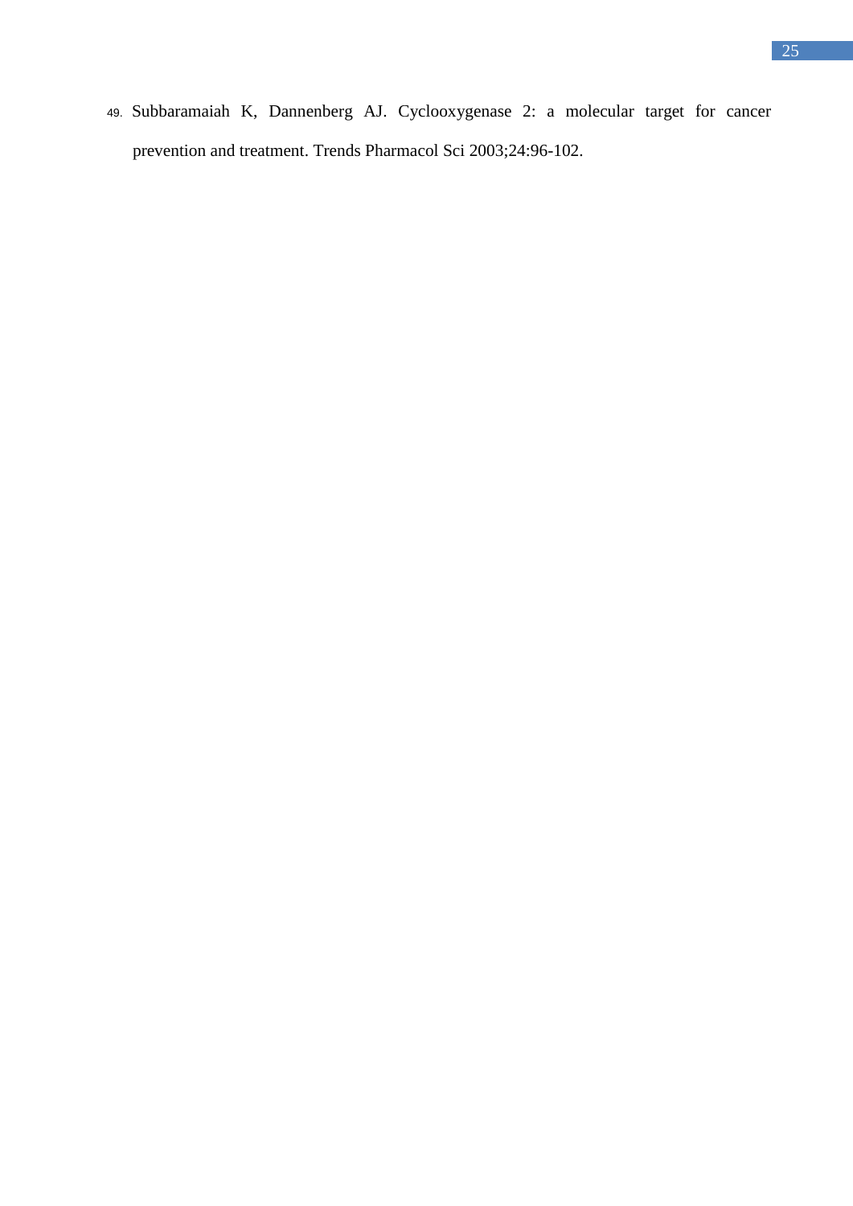49. Subbaramaiah K, Dannenberg AJ. Cyclooxygenase 2: a molecular target for cancer prevention and treatment. Trends Pharmacol Sci 2003;24:96-102.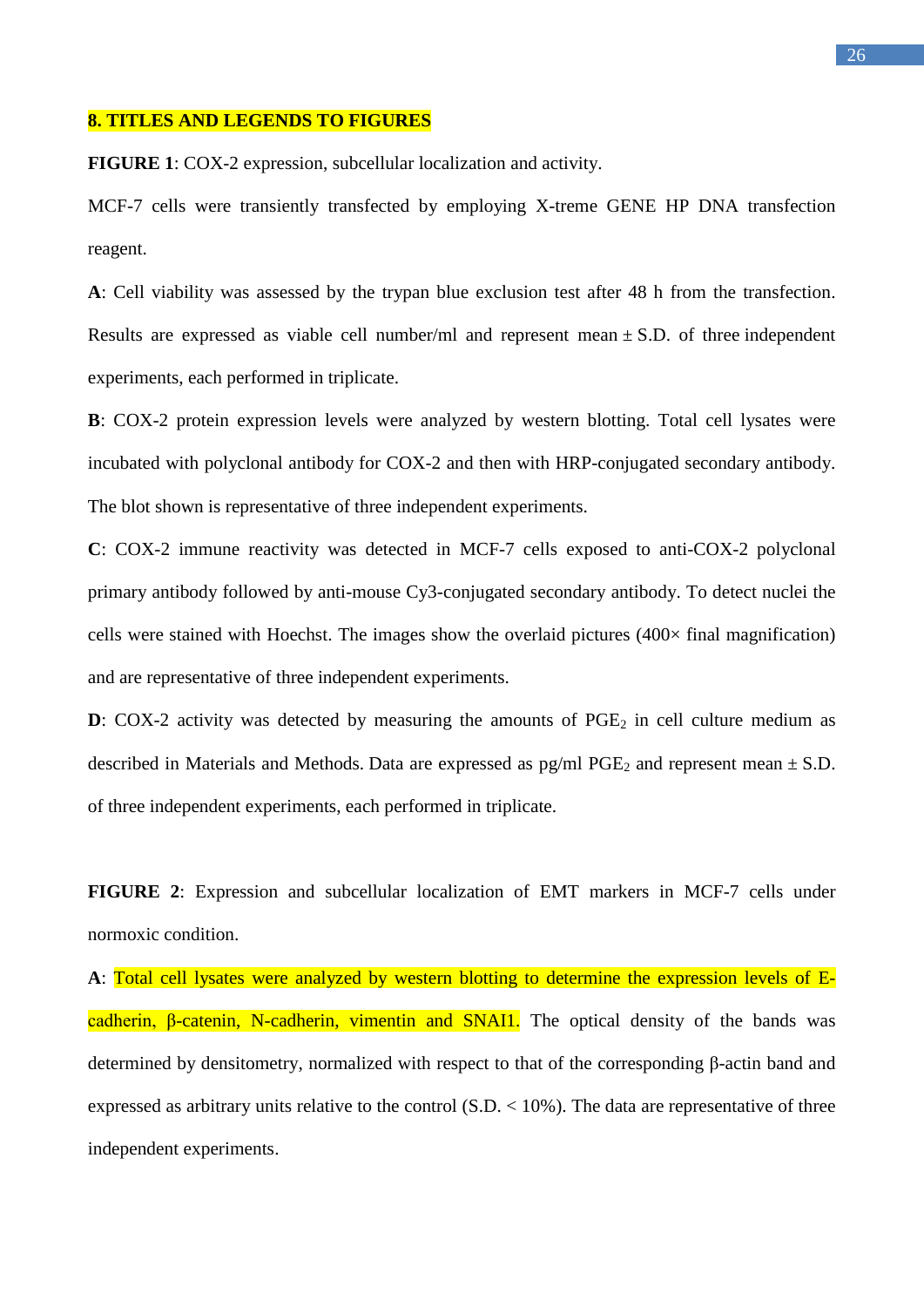## 8. TITLES AND LEGENDS TO FIGURES

**FIGURE 1**: COX-2 expression, subcellular localization and activity.

MCF-7 cells were transiently transfected by employing X-treme GENE HP DNA transfection reagent.

**A**: Cell viability was assessed by the trypan blue exclusion test after 48 h from the transfection. Results are expressed as viable cell number/ml and represent mean ± S.D. of three independent experiments, each performed in triplicate.

**B**: COX-2 protein expression levels were analyzed by western blotting. Total cell lysates were incubated with polyclonal antibody for COX-2 and then with HRP-conjugated secondary antibody. The blot shown is representative of three independent experiments.

**C**: COX-2 immune reactivity was detected in MCF-7 cells exposed to anti-COX-2 polyclonal primary antibody followed by anti-mouse Cy3-conjugated secondary antibody. To detect nuclei the cells were stained with Hoechst. The images show the overlaid pictures (400× final magnification) and are representative of three independent experiments.

**D**: COX-2 activity was detected by measuring the amounts of $PGE_2$ in cell culture medium as described in Materials and Methods. Data are expressed as pg/ml $PGE_2$ and represent mean ± S.D. of three independent experiments, each performed in triplicate.

**FIGURE 2**: Expression and subcellular localization of EMT markers in MCF-7 cells under normoxic condition.

**A**: Total cell lysates were analyzed by western blotting to determine the expression levels of E-cadherin, β-catenin, N-cadherin, vimentin and SNAI1. The optical density of the bands was determined by densitometry, normalized with respect to that of the corresponding β-actin band and expressed as arbitrary units relative to the control (S.D. < 10%). The data are representative of three independent experiments.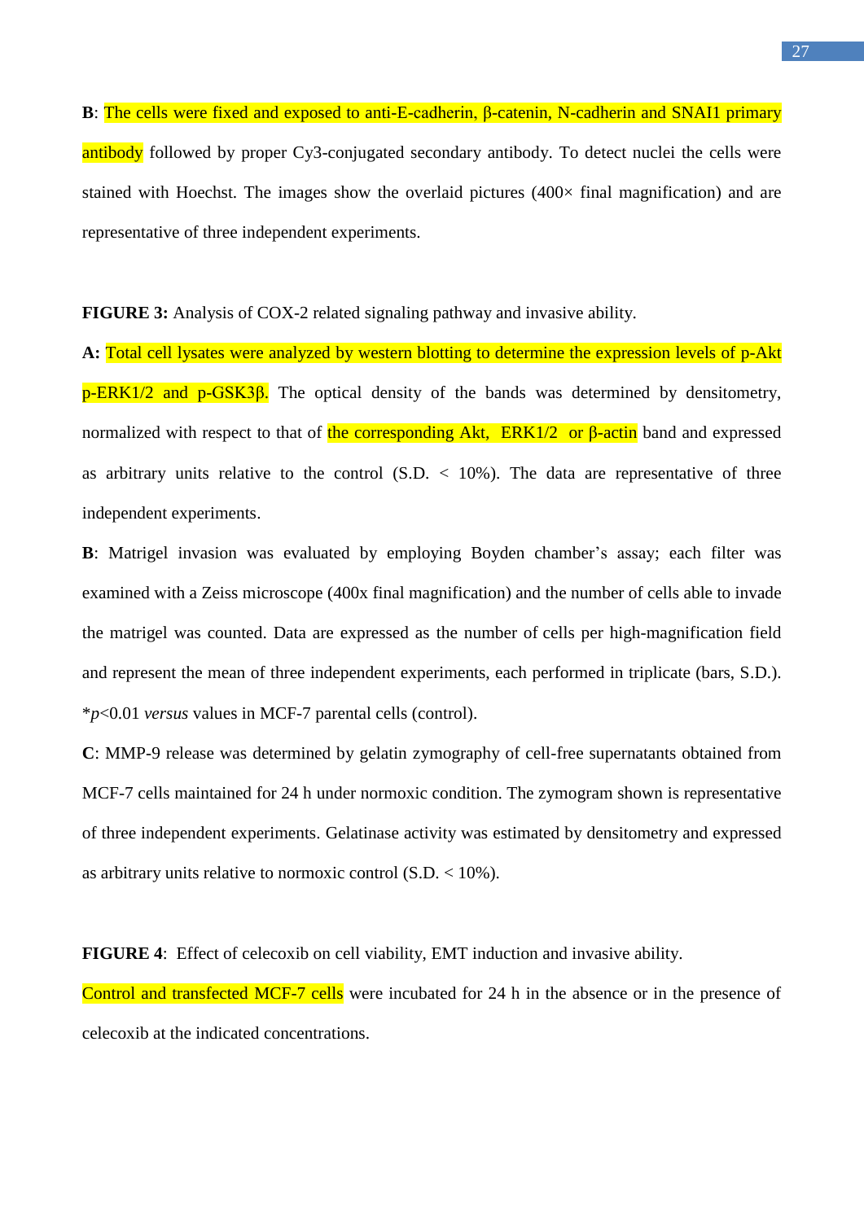**B**: The cells were fixed and exposed to anti-E-cadherin, β-catenin, N-cadherin and SNAI1 primary antibody followed by proper Cy3-conjugated secondary antibody. To detect nuclei the cells were stained with Hoechst. The images show the overlaid pictures (400× final magnification) and are representative of three independent experiments.

**FIGURE 3:** Analysis of COX-2 related signaling pathway and invasive ability.

**A:** Total cell lysates were analyzed by western blotting to determine the expression levels of p-Akt p-ERK1/2 and p-GSK3β. The optical density of the bands was determined by densitometry, normalized with respect to that of the corresponding Akt, ERK1/2 or β-actin band and expressed as arbitrary units relative to the control (S.D. < 10%). The data are representative of three independent experiments.

**B**: Matrigel invasion was evaluated by employing Boyden chamber's assay; each filter was examined with a Zeiss microscope (400x final magnification) and the number of cells able to invade the matrigel was counted. Data are expressed as the number of cells per high-magnification field and represent the mean of three independent experiments, each performed in triplicate (bars, S.D.). *$p$<0.01 *versus* values in MCF-7 parental cells (control).

**C**: MMP-9 release was determined by gelatin zymography of cell-free supernatants obtained from MCF-7 cells maintained for 24 h under normoxic condition. The zymogram shown is representative of three independent experiments. Gelatinase activity was estimated by densitometry and expressed as arbitrary units relative to normoxic control (S.D. < 10%).

**FIGURE 4**: Effect of celecoxib on cell viability, EMT induction and invasive ability.

Control and transfected MCF-7 cells were incubated for 24 h in the absence or in the presence of celecoxib at the indicated concentrations.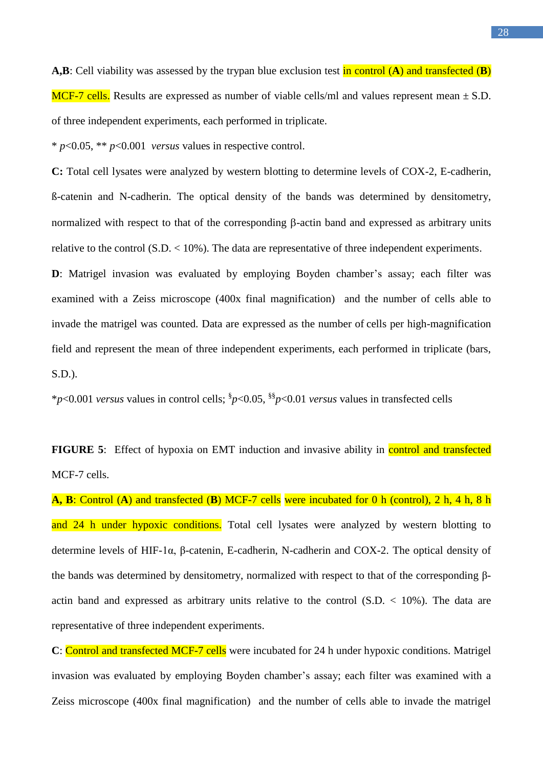**A,B**: Cell viability was assessed by the trypan blue exclusion test in control (**A**) and transfected (**B**) MCF-7 cells. Results are expressed as number of viable cells/ml and values represent mean ± S.D. of three independent experiments, each performed in triplicate.

* $p$<0.05, ** $p$<0.001 *versus* values in respective control.

**C:** Total cell lysates were analyzed by western blotting to determine levels of COX-2, E-cadherin, ß-catenin and N-cadherin. The optical density of the bands was determined by densitometry, normalized with respect to that of the corresponding β-actin band and expressed as arbitrary units relative to the control (S.D. < 10%). The data are representative of three independent experiments.

**D**: Matrigel invasion was evaluated by employing Boyden chamber's assay; each filter was examined with a Zeiss microscope (400x final magnification) and the number of cells able to invade the matrigel was counted. Data are expressed as the number of cells per high-magnification field and represent the mean of three independent experiments, each performed in triplicate (bars, S.D.).

*$p$<0.001 *versus* values in control cells; $^{§}p$<0.05, $^{§§}p$<0.01 *versus* values in transfected cells

**FIGURE 5**: Effect of hypoxia on EMT induction and invasive ability in control and transfected MCF-7 cells.

**A, B**: Control (**A**) and transfected (**B**) MCF-7 cells were incubated for 0 h (control), 2 h, 4 h, 8 h and 24 h under hypoxic conditions. Total cell lysates were analyzed by western blotting to determine levels of HIF-1α, β-catenin, E-cadherin, N-cadherin and COX-2. The optical density of the bands was determined by densitometry, normalized with respect to that of the corresponding β-actin band and expressed as arbitrary units relative to the control (S.D. < 10%). The data are representative of three independent experiments.

**C**: Control and transfected MCF-7 cells were incubated for 24 h under hypoxic conditions. Matrigel invasion was evaluated by employing Boyden chamber's assay; each filter was examined with a Zeiss microscope (400x final magnification) and the number of cells able to invade the matrigel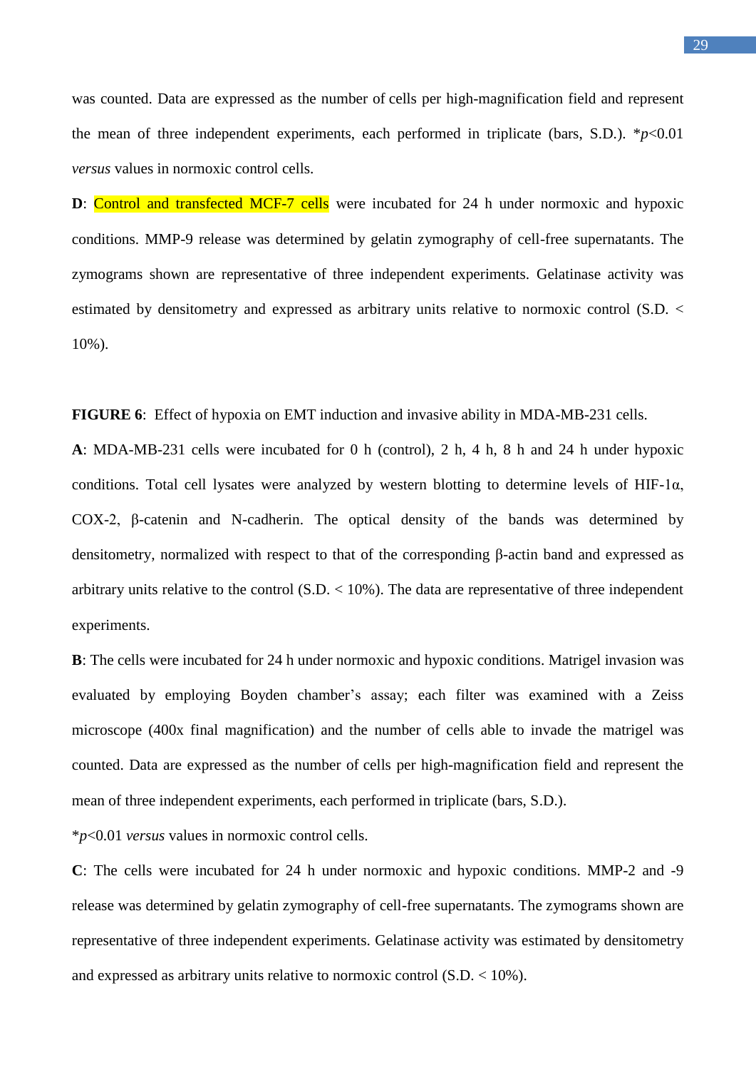was counted. Data are expressed as the number of cells per high-magnification field and represent the mean of three independent experiments, each performed in triplicate (bars, S.D.). *$p$<0.01 *versus* values in normoxic control cells.

**D**: Control and transfected MCF-7 cells were incubated for 24 h under normoxic and hypoxic conditions. MMP-9 release was determined by gelatin zymography of cell-free supernatants. The zymograms shown are representative of three independent experiments. Gelatinase activity was estimated by densitometry and expressed as arbitrary units relative to normoxic control (S.D. < 10%).

**FIGURE 6**: Effect of hypoxia on EMT induction and invasive ability in MDA-MB-231 cells.

**A**: MDA-MB-231 cells were incubated for 0 h (control), 2 h, 4 h, 8 h and 24 h under hypoxic conditions. Total cell lysates were analyzed by western blotting to determine levels of HIF-1α, COX-2, β-catenin and N-cadherin. The optical density of the bands was determined by densitometry, normalized with respect to that of the corresponding β-actin band and expressed as arbitrary units relative to the control (S.D. < 10%). The data are representative of three independent experiments.

**B**: The cells were incubated for 24 h under normoxic and hypoxic conditions. Matrigel invasion was evaluated by employing Boyden chamber's assay; each filter was examined with a Zeiss microscope (400x final magnification) and the number of cells able to invade the matrigel was counted. Data are expressed as the number of cells per high-magnification field and represent the mean of three independent experiments, each performed in triplicate (bars, S.D.).

*$p$<0.01 *versus* values in normoxic control cells.

**C**: The cells were incubated for 24 h under normoxic and hypoxic conditions. MMP-2 and -9 release was determined by gelatin zymography of cell-free supernatants. The zymograms shown are representative of three independent experiments. Gelatinase activity was estimated by densitometry and expressed as arbitrary units relative to normoxic control (S.D. < 10%).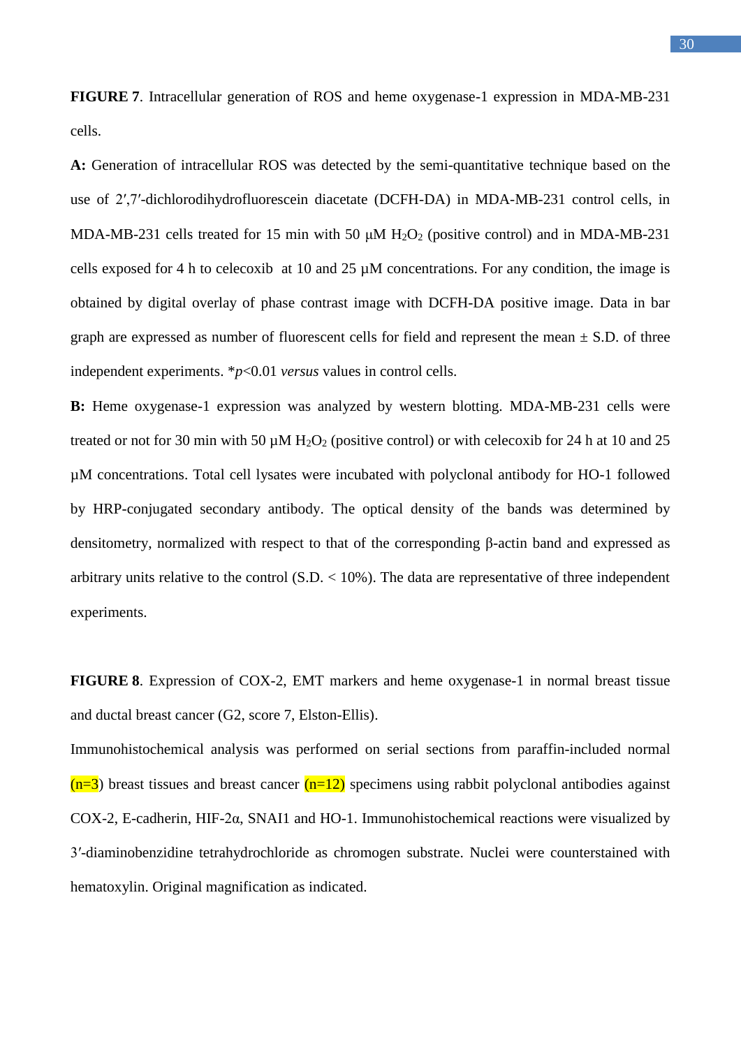**FIGURE 7**. Intracellular generation of ROS and heme oxygenase-1 expression in MDA-MB-231 cells.

**A:** Generation of intracellular ROS was detected by the semi-quantitative technique based on the use of 2′,7′-dichlorodihydrofluorescein diacetate (DCFH-DA) in MDA-MB-231 control cells, in MDA-MB-231 cells treated for 15 min with 50 μM $H_2O_2$ (positive control) and in MDA-MB-231 cells exposed for 4 h to celecoxib at 10 and 25 μM concentrations. For any condition, the image is obtained by digital overlay of phase contrast image with DCFH-DA positive image. Data in bar graph are expressed as number of fluorescent cells for field and represent the mean ± S.D. of three independent experiments. *$p$<0.01 *versus* values in control cells.

**B:** Heme oxygenase-1 expression was analyzed by western blotting. MDA-MB-231 cells were treated or not for 30 min with 50 μM $H_2O_2$ (positive control) or with celecoxib for 24 h at 10 and 25 μM concentrations. Total cell lysates were incubated with polyclonal antibody for HO-1 followed by HRP-conjugated secondary antibody. The optical density of the bands was determined by densitometry, normalized with respect to that of the corresponding β-actin band and expressed as arbitrary units relative to the control (S.D. < 10%). The data are representative of three independent experiments.

**FIGURE 8**. Expression of COX-2, EMT markers and heme oxygenase-1 in normal breast tissue and ductal breast cancer (G2, score 7, Elston-Ellis).

Immunohistochemical analysis was performed on serial sections from paraffin-included normal (n=3) breast tissues and breast cancer (n=12) specimens using rabbit polyclonal antibodies against COX-2, E-cadherin, HIF-2α, SNAI1 and HO-1. Immunohistochemical reactions were visualized by 3′-diaminobenzidine tetrahydrochloride as chromogen substrate. Nuclei were counterstained with hematoxylin. Original magnification as indicated.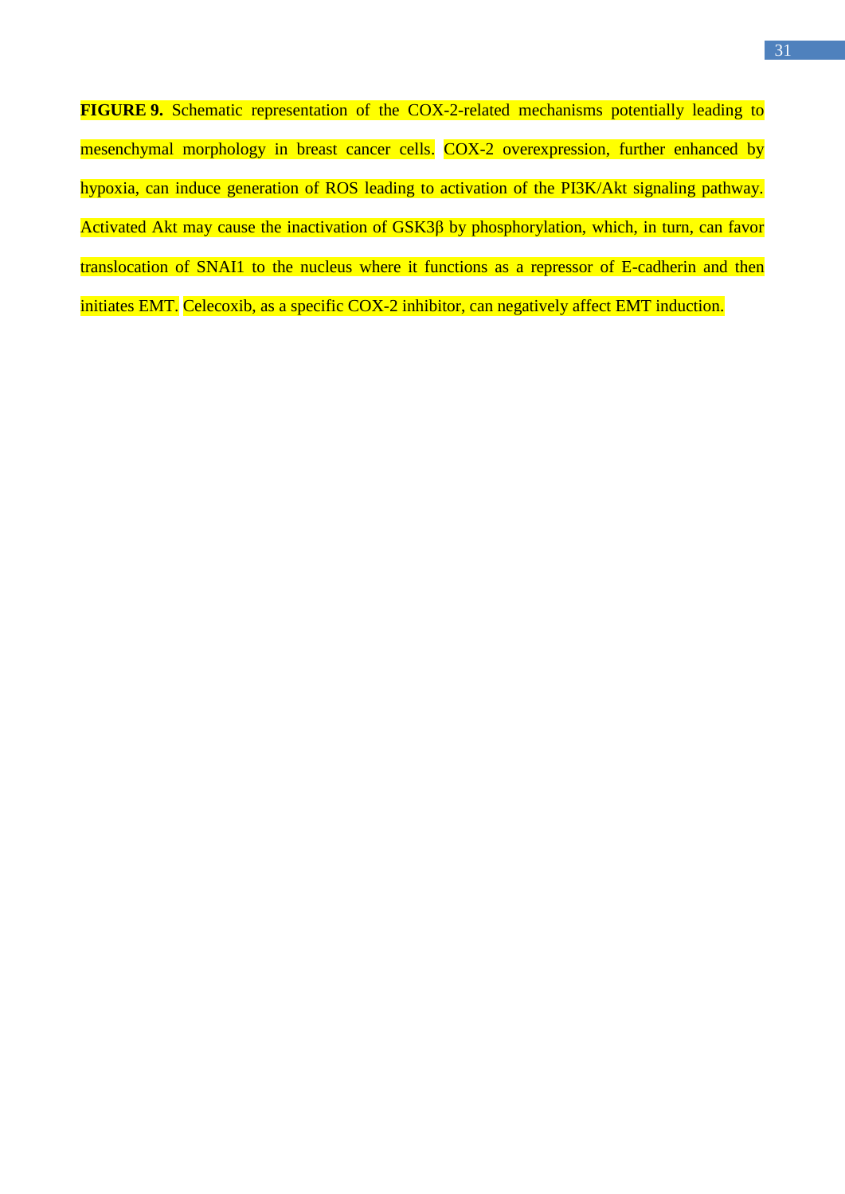**FIGURE 9.** Schematic representation of the COX-2-related mechanisms potentially leading to mesenchymal morphology in breast cancer cells. COX-2 overexpression, further enhanced by hypoxia, can induce generation of ROS leading to activation of the PI3K/Akt signaling pathway. Activated Akt may cause the inactivation of GSK3β by phosphorylation, which, in turn, can favor translocation of SNAI1 to the nucleus where it functions as a repressor of E-cadherin and then initiates EMT. Celecoxib, as a specific COX-2 inhibitor, can negatively affect EMT induction.